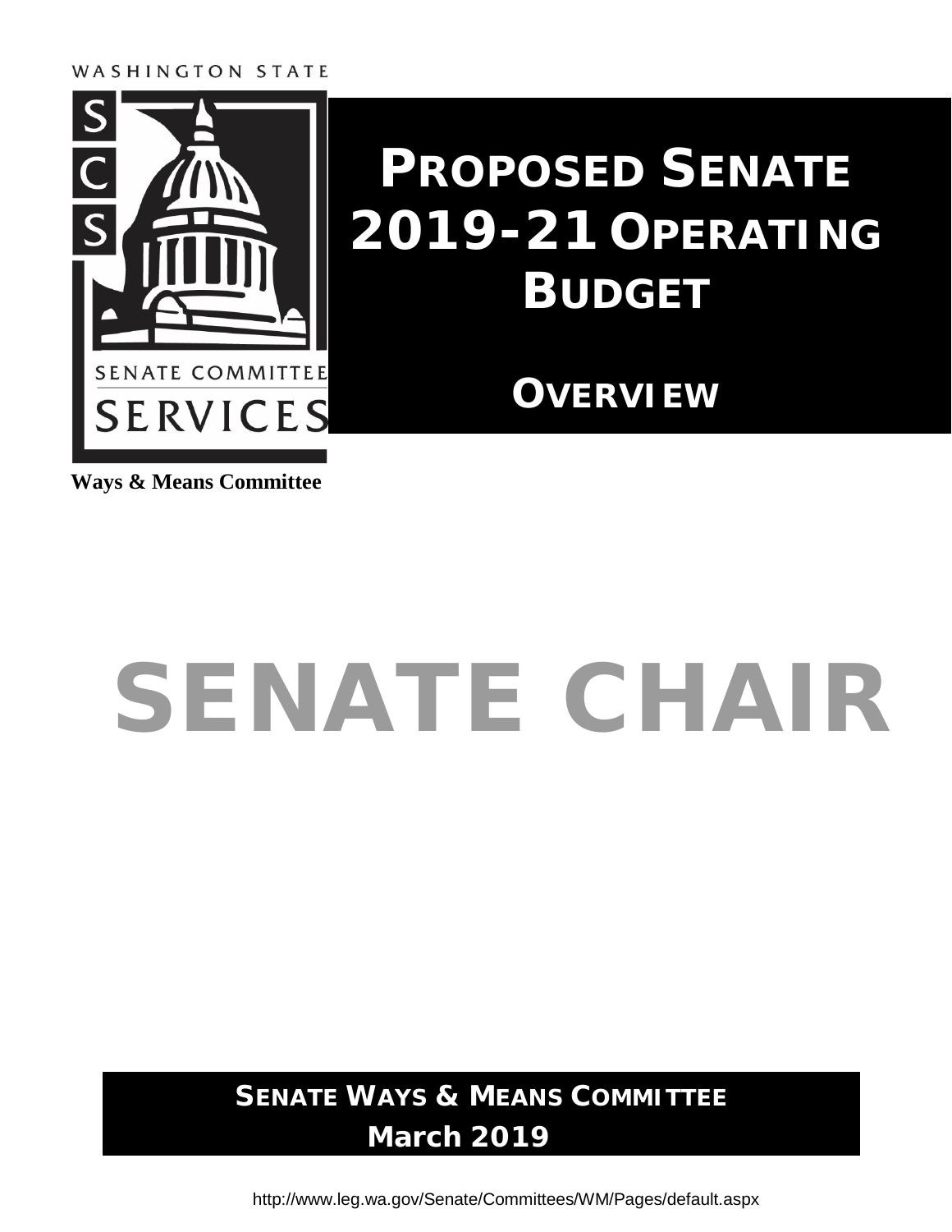WASHINGTON STATE

SCS

SENATE COMMITTEE SERVICES

**Ways & Means Committee**

# PROPOSED SENATE 2019-21 OPERATING BUDGET

## OVERVIEW

# SENATE CHAIR

**SENATE WAYS & MEANS COMMITTEE**
**March 2019**

http://www.leg.wa.gov/Senate/Committees/WM/Pages/default.aspx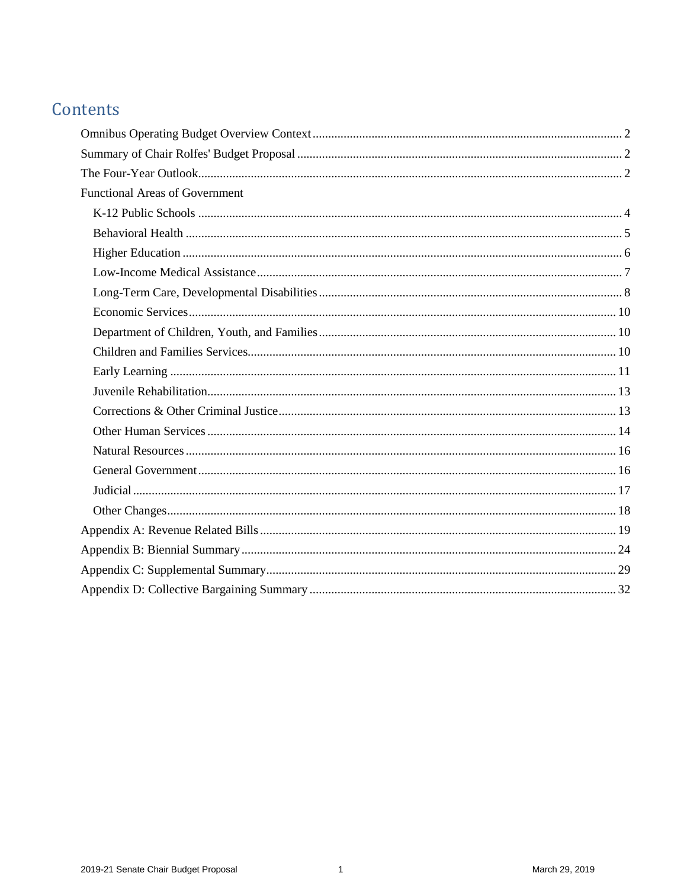# Contents

- Omnibus Operating Budget Overview Context .......... 2
- Summary of Chair Rolfes' Budget Proposal .......... 2
- The Four-Year Outlook .......... 2
- Functional Areas of Government
  - K-12 Public Schools .......... 4
  - Behavioral Health .......... 5
  - Higher Education .......... 6
  - Low-Income Medical Assistance .......... 7
  - Long-Term Care, Developmental Disabilities .......... 8
  - Economic Services .......... 10
  - Department of Children, Youth, and Families .......... 10
  - Children and Families Services .......... 10
  - Early Learning .......... 11
  - Juvenile Rehabilitation .......... 13
  - Corrections & Other Criminal Justice .......... 13
  - Other Human Services .......... 14
  - Natural Resources .......... 16
  - General Government .......... 16
  - Judicial .......... 17
  - Other Changes .......... 18
- Appendix A: Revenue Related Bills .......... 19
- Appendix B: Biennial Summary .......... 24
- Appendix C: Supplemental Summary .......... 29
- Appendix D: Collective Bargaining Summary .......... 32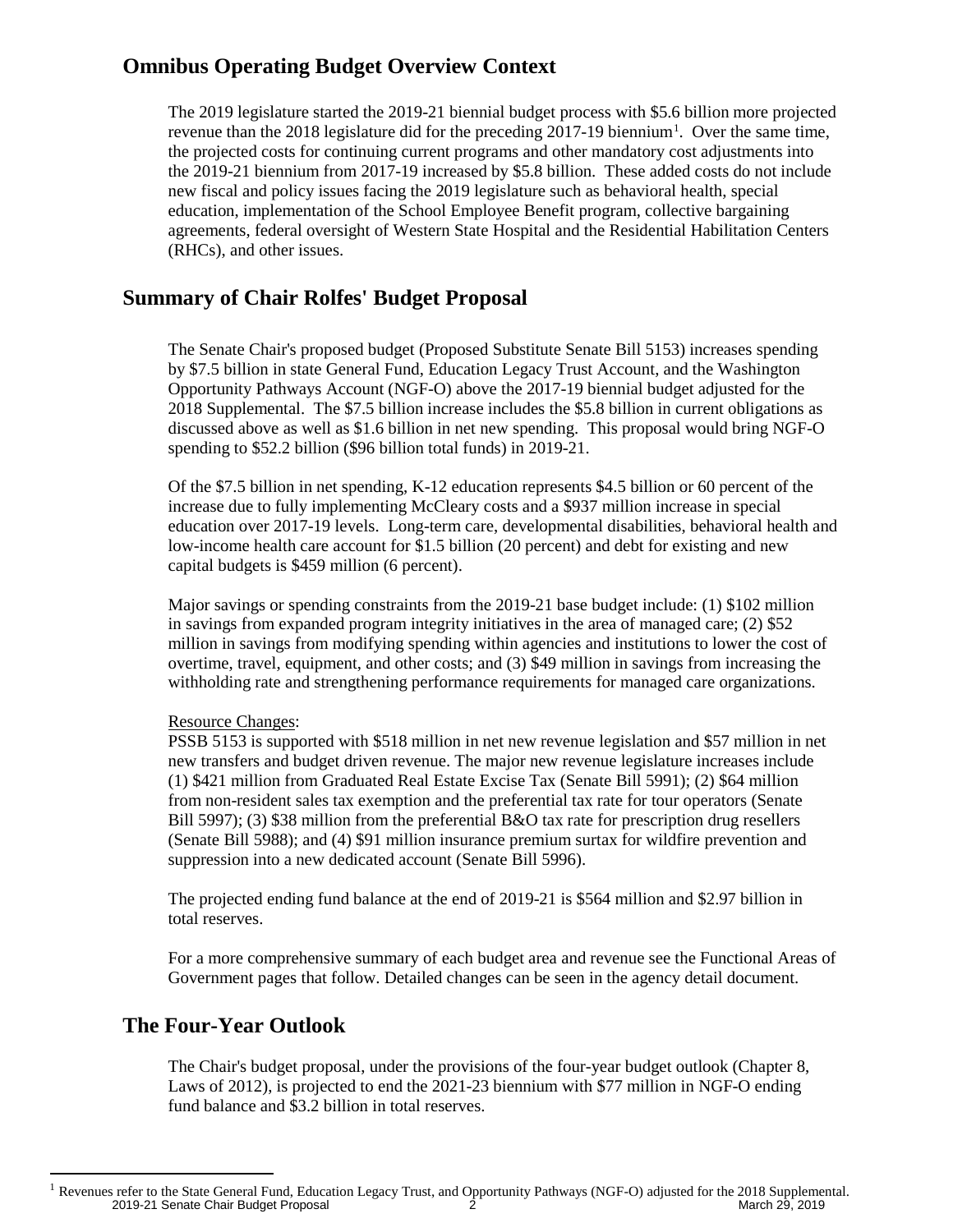## Omnibus Operating Budget Overview Context

The 2019 legislature started the 2019-21 biennial budget process with $5.6 billion more projected revenue than the 2018 legislature did for the preceding 2017-19 biennium[1]. Over the same time, the projected costs for continuing current programs and other mandatory cost adjustments into the 2019-21 biennium from 2017-19 increased by $5.8 billion. These added costs do not include new fiscal and policy issues facing the 2019 legislature such as behavioral health, special education, implementation of the School Employee Benefit program, collective bargaining agreements, federal oversight of Western State Hospital and the Residential Habilitation Centers (RHCs), and other issues.

## Summary of Chair Rolfes' Budget Proposal

The Senate Chair's proposed budget (Proposed Substitute Senate Bill 5153) increases spending by $7.5 billion in state General Fund, Education Legacy Trust Account, and the Washington Opportunity Pathways Account (NGF-O) above the 2017-19 biennial budget adjusted for the 2018 Supplemental. The $7.5 billion increase includes the $5.8 billion in current obligations as discussed above as well as $1.6 billion in net new spending. This proposal would bring NGF-O spending to $52.2 billion ($96 billion total funds) in 2019-21.

Of the $7.5 billion in net spending, K-12 education represents $4.5 billion or 60 percent of the increase due to fully implementing McCleary costs and a $937 million increase in special education over 2017-19 levels. Long-term care, developmental disabilities, behavioral health and low-income health care account for $1.5 billion (20 percent) and debt for existing and new capital budgets is $459 million (6 percent).

Major savings or spending constraints from the 2019-21 base budget include: (1) $102 million in savings from expanded program integrity initiatives in the area of managed care; (2) $52 million in savings from modifying spending within agencies and institutions to lower the cost of overtime, travel, equipment, and other costs; and (3) $49 million in savings from increasing the withholding rate and strengthening performance requirements for managed care organizations.

Resource Changes:
PSSB 5153 is supported with $518 million in net new revenue legislation and $57 million in net new transfers and budget driven revenue. The major new revenue legislature increases include (1) $421 million from Graduated Real Estate Excise Tax (Senate Bill 5991); (2) $64 million from non-resident sales tax exemption and the preferential tax rate for tour operators (Senate Bill 5997); (3) $38 million from the preferential B&O tax rate for prescription drug resellers (Senate Bill 5988); and (4) $91 million insurance premium surtax for wildfire prevention and suppression into a new dedicated account (Senate Bill 5996).

The projected ending fund balance at the end of 2019-21 is $564 million and $2.97 billion in total reserves.

For a more comprehensive summary of each budget area and revenue see the Functional Areas of Government pages that follow. Detailed changes can be seen in the agency detail document.

## The Four-Year Outlook

The Chair's budget proposal, under the provisions of the four-year budget outlook (Chapter 8, Laws of 2012), is projected to end the 2021-23 biennium with $77 million in NGF-O ending fund balance and $3.2 billion in total reserves.

[1] Revenues refer to the State General Fund, Education Legacy Trust, and Opportunity Pathways (NGF-O) adjusted for the 2018 Supplemental.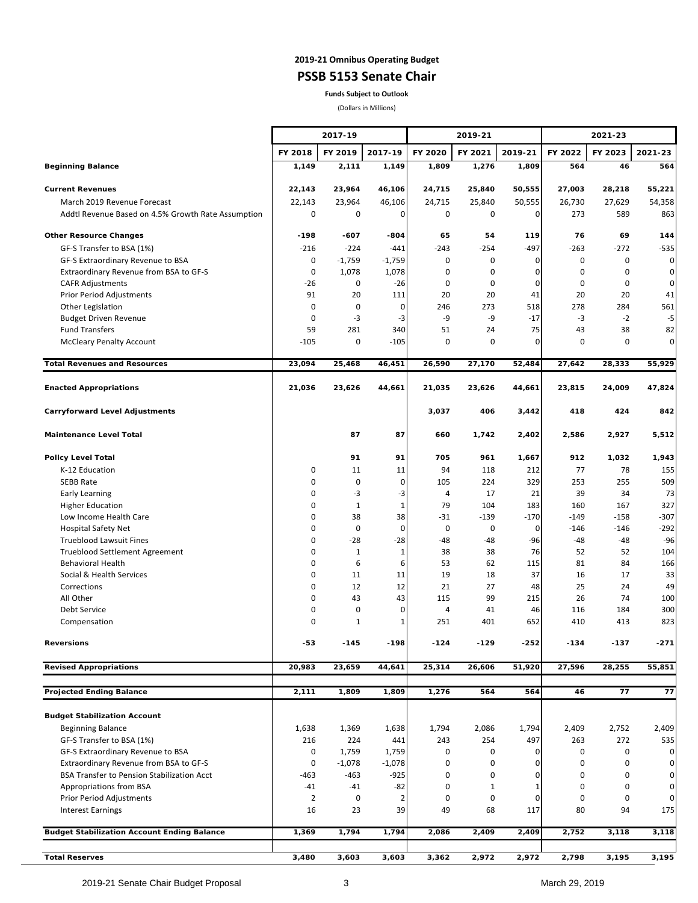**2019-21 Omnibus Operating Budget**

## PSSB 5153 Senate Chair

**Funds Subject to Outlook**

(Dollars in Millions)

| | 2017-19 | | | 2019-21 | | | 2021-23 | | |
|---|---|---|---|---|---|---|---|---|---|
| | FY 2018 | FY 2019 | 2017-19 | FY 2020 | FY 2021 | 2019-21 | FY 2022 | FY 2023 | 2021-23 |
| **Beginning Balance** | **1,149** | **2,111** | **1,149** | **1,809** | **1,276** | **1,809** | **564** | **46** | **564** |
| **Current Revenues** | **22,143** | **23,964** | **46,106** | **24,715** | **25,840** | **50,555** | **27,003** | **28,218** | **55,221** |
| March 2019 Revenue Forecast | 22,143 | 23,964 | 46,106 | 24,715 | 25,840 | 50,555 | 26,730 | 27,629 | 54,358 |
| Addtl Revenue Based on 4.5% Growth Rate Assumption | 0 | 0 | 0 | 0 | 0 | 0 | 273 | 589 | 863 |
| **Other Resource Changes** | **-198** | **-607** | **-804** | **65** | **54** | **119** | **76** | **69** | **144** |
| GF-S Transfer to BSA (1%) | -216 | -224 | -441 | -243 | -254 | -497 | -263 | -272 | -535 |
| GF-S Extraordinary Revenue to BSA | 0 | -1,759 | -1,759 | 0 | 0 | 0 | 0 | 0 | 0 |
| Extraordinary Revenue from BSA to GF-S | 0 | 1,078 | 1,078 | 0 | 0 | 0 | 0 | 0 | 0 |
| CAFR Adjustments | -26 | 0 | -26 | 0 | 0 | 0 | 0 | 0 | 0 |
| Prior Period Adjustments | 91 | 20 | 111 | 20 | 20 | 41 | 20 | 20 | 41 |
| Other Legislation | 0 | 0 | 0 | 246 | 273 | 518 | 278 | 284 | 561 |
| Budget Driven Revenue | 0 | -3 | -3 | -9 | -9 | -17 | -3 | -2 | -5 |
| Fund Transfers | 59 | 281 | 340 | 51 | 24 | 75 | 43 | 38 | 82 |
| McCleary Penalty Account | -105 | 0 | -105 | 0 | 0 | 0 | 0 | 0 | 0 |
| **Total Revenues and Resources** | **23,094** | **25,468** | **46,451** | **26,590** | **27,170** | **52,484** | **27,642** | **28,333** | **55,929** |
| **Enacted Appropriations** | **21,036** | **23,626** | **44,661** | **21,035** | **23,626** | **44,661** | **23,815** | **24,009** | **47,824** |
| **Carryforward Level Adjustments** | | | | **3,037** | **406** | **3,442** | **418** | **424** | **842** |
| **Maintenance Level Total** | | **87** | **87** | **660** | **1,742** | **2,402** | **2,586** | **2,927** | **5,512** |
| **Policy Level Total** | | **91** | **91** | **705** | **961** | **1,667** | **912** | **1,032** | **1,943** |
| K-12 Education | 0 | 11 | 11 | 94 | 118 | 212 | 77 | 78 | 155 |
| SEBB Rate | 0 | 0 | 0 | 105 | 224 | 329 | 253 | 255 | 509 |
| Early Learning | 0 | -3 | -3 | 4 | 17 | 21 | 39 | 34 | 73 |
| Higher Education | 0 | 1 | 1 | 79 | 104 | 183 | 160 | 167 | 327 |
| Low Income Health Care | 0 | 38 | 38 | -31 | -139 | -170 | -149 | -158 | -307 |
| Hospital Safety Net | 0 | 0 | 0 | 0 | 0 | 0 | -146 | -146 | -292 |
| Trueblood Lawsuit Fines | 0 | -28 | -28 | -48 | -48 | -96 | -48 | -48 | -96 |
| Trueblood Settlement Agreement | 0 | 1 | 1 | 38 | 38 | 76 | 52 | 52 | 104 |
| Behavioral Health | 0 | 6 | 6 | 53 | 62 | 115 | 81 | 84 | 166 |
| Social & Health Services | 0 | 11 | 11 | 19 | 18 | 37 | 16 | 17 | 33 |
| Corrections | 0 | 12 | 12 | 21 | 27 | 48 | 25 | 24 | 49 |
| All Other | 0 | 43 | 43 | 115 | 99 | 215 | 26 | 74 | 100 |
| Debt Service | 0 | 0 | 0 | 4 | 41 | 46 | 116 | 184 | 300 |
| Compensation | 0 | 1 | 1 | 251 | 401 | 652 | 410 | 413 | 823 |
| **Reversions** | **-53** | **-145** | **-198** | **-124** | **-129** | **-252** | **-134** | **-137** | **-271** |
| **Revised Appropriations** | **20,983** | **23,659** | **44,641** | **25,314** | **26,606** | **51,920** | **27,596** | **28,255** | **55,851** |
| **Projected Ending Balance** | **2,111** | **1,809** | **1,809** | **1,276** | **564** | **564** | **46** | **77** | **77** |
| **Budget Stabilization Account** | | | | | | | | | |
| Beginning Balance | 1,638 | 1,369 | 1,638 | 1,794 | 2,086 | 1,794 | 2,409 | 2,752 | 2,409 |
| GF-S Transfer to BSA (1%) | 216 | 224 | 441 | 243 | 254 | 497 | 263 | 272 | 535 |
| GF-S Extraordinary Revenue to BSA | 0 | 1,759 | 1,759 | 0 | 0 | 0 | 0 | 0 | 0 |
| Extraordinary Revenue from BSA to GF-S | 0 | -1,078 | -1,078 | 0 | 0 | 0 | 0 | 0 | 0 |
| BSA Transfer to Pension Stabilization Acct | -463 | -463 | -925 | 0 | 0 | 0 | 0 | 0 | 0 |
| Appropriations from BSA | -41 | -41 | -82 | 0 | 1 | 1 | 0 | 0 | 0 |
| Prior Period Adjustments | 2 | 0 | 2 | 0 | 0 | 0 | 0 | 0 | 0 |
| Interest Earnings | 16 | 23 | 39 | 49 | 68 | 117 | 80 | 94 | 175 |
| **Budget Stabilization Account Ending Balance** | **1,369** | **1,794** | **1,794** | **2,086** | **2,409** | **2,409** | **2,752** | **3,118** | **3,118** |
| **Total Reserves** | **3,480** | **3,603** | **3,603** | **3,362** | **2,972** | **2,972** | **2,798** | **3,195** | **3,195** |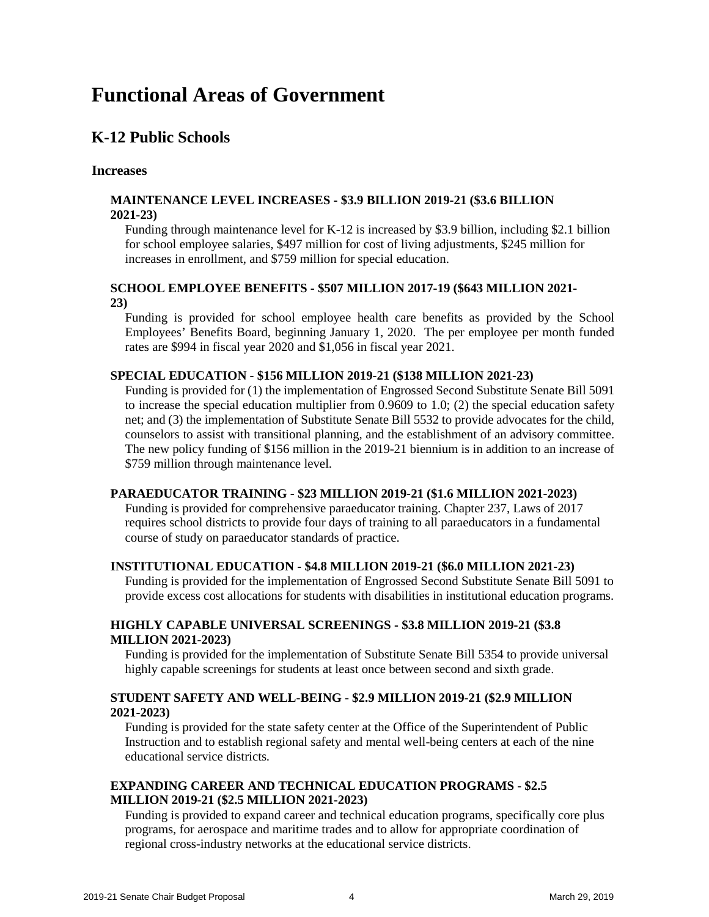# Functional Areas of Government

## K-12 Public Schools

### Increases

**MAINTENANCE LEVEL INCREASES - $3.9 BILLION 2019-21 ($3.6 BILLION 2021-23)**

Funding through maintenance level for K-12 is increased by $3.9 billion, including $2.1 billion for school employee salaries, $497 million for cost of living adjustments, $245 million for increases in enrollment, and $759 million for special education.

**SCHOOL EMPLOYEE BENEFITS - $507 MILLION 2017-19 ($643 MILLION 2021-23)**

Funding is provided for school employee health care benefits as provided by the School Employees' Benefits Board, beginning January 1, 2020. The per employee per month funded rates are $994 in fiscal year 2020 and $1,056 in fiscal year 2021.

**SPECIAL EDUCATION - $156 MILLION 2019-21 ($138 MILLION 2021-23)**

Funding is provided for (1) the implementation of Engrossed Second Substitute Senate Bill 5091 to increase the special education multiplier from 0.9609 to 1.0; (2) the special education safety net; and (3) the implementation of Substitute Senate Bill 5532 to provide advocates for the child, counselors to assist with transitional planning, and the establishment of an advisory committee. The new policy funding of $156 million in the 2019-21 biennium is in addition to an increase of $759 million through maintenance level.

**PARAEDUCATOR TRAINING - $23 MILLION 2019-21 ($1.6 MILLION 2021-2023)**

Funding is provided for comprehensive paraeducator training. Chapter 237, Laws of 2017 requires school districts to provide four days of training to all paraeducators in a fundamental course of study on paraeducator standards of practice.

**INSTITUTIONAL EDUCATION - $4.8 MILLION 2019-21 ($6.0 MILLION 2021-23)**

Funding is provided for the implementation of Engrossed Second Substitute Senate Bill 5091 to provide excess cost allocations for students with disabilities in institutional education programs.

**HIGHLY CAPABLE UNIVERSAL SCREENINGS - $3.8 MILLION 2019-21 ($3.8 MILLION 2021-2023)**

Funding is provided for the implementation of Substitute Senate Bill 5354 to provide universal highly capable screenings for students at least once between second and sixth grade.

**STUDENT SAFETY AND WELL-BEING - $2.9 MILLION 2019-21 ($2.9 MILLION 2021-2023)**

Funding is provided for the state safety center at the Office of the Superintendent of Public Instruction and to establish regional safety and mental well-being centers at each of the nine educational service districts.

**EXPANDING CAREER AND TECHNICAL EDUCATION PROGRAMS - $2.5 MILLION 2019-21 ($2.5 MILLION 2021-2023)**

Funding is provided to expand career and technical education programs, specifically core plus programs, for aerospace and maritime trades and to allow for appropriate coordination of regional cross-industry networks at the educational service districts.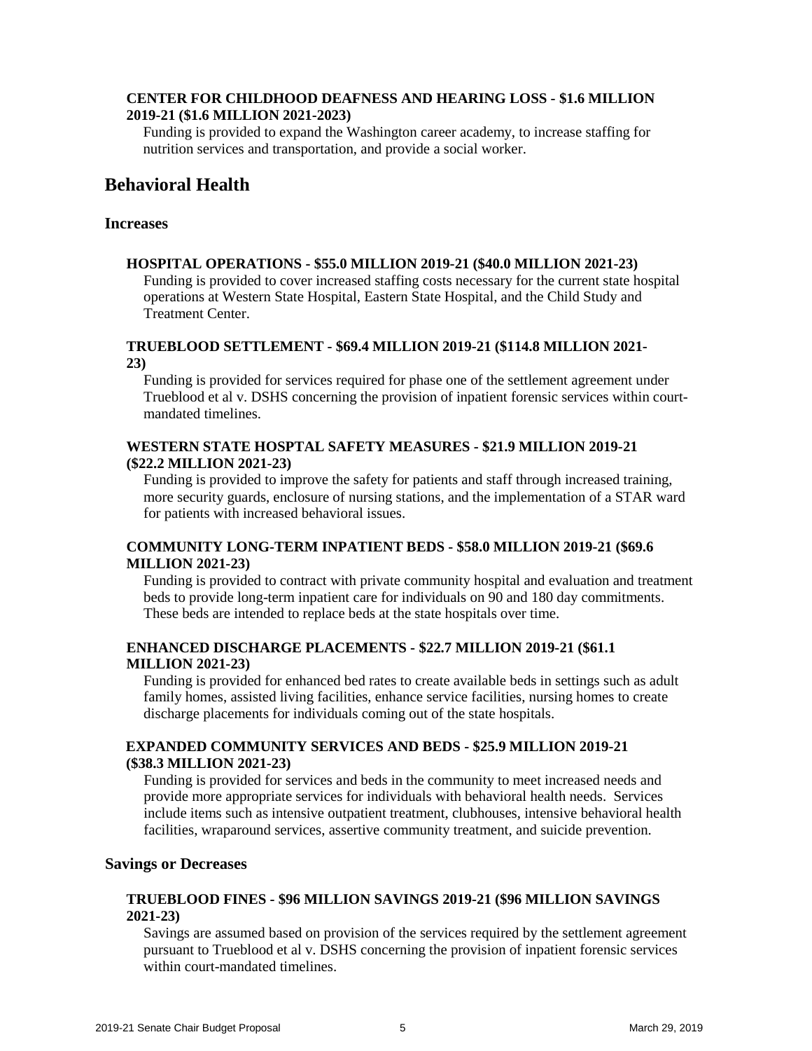**CENTER FOR CHILDHOOD DEAFNESS AND HEARING LOSS - $1.6 MILLION 2019-21 ($1.6 MILLION 2021-2023)**

Funding is provided to expand the Washington career academy, to increase staffing for nutrition services and transportation, and provide a social worker.

## Behavioral Health

### Increases

**HOSPITAL OPERATIONS - $55.0 MILLION 2019-21 ($40.0 MILLION 2021-23)**

Funding is provided to cover increased staffing costs necessary for the current state hospital operations at Western State Hospital, Eastern State Hospital, and the Child Study and Treatment Center.

**TRUEBLOOD SETTLEMENT - $69.4 MILLION 2019-21 ($114.8 MILLION 2021-23)**

Funding is provided for services required for phase one of the settlement agreement under Trueblood et al v. DSHS concerning the provision of inpatient forensic services within court-mandated timelines.

**WESTERN STATE HOSPTAL SAFETY MEASURES - $21.9 MILLION 2019-21 ($22.2 MILLION 2021-23)**

Funding is provided to improve the safety for patients and staff through increased training, more security guards, enclosure of nursing stations, and the implementation of a STAR ward for patients with increased behavioral issues.

**COMMUNITY LONG-TERM INPATIENT BEDS - $58.0 MILLION 2019-21 ($69.6 MILLION 2021-23)**

Funding is provided to contract with private community hospital and evaluation and treatment beds to provide long-term inpatient care for individuals on 90 and 180 day commitments. These beds are intended to replace beds at the state hospitals over time.

**ENHANCED DISCHARGE PLACEMENTS - $22.7 MILLION 2019-21 ($61.1 MILLION 2021-23)**

Funding is provided for enhanced bed rates to create available beds in settings such as adult family homes, assisted living facilities, enhance service facilities, nursing homes to create discharge placements for individuals coming out of the state hospitals.

**EXPANDED COMMUNITY SERVICES AND BEDS - $25.9 MILLION 2019-21 ($38.3 MILLION 2021-23)**

Funding is provided for services and beds in the community to meet increased needs and provide more appropriate services for individuals with behavioral health needs. Services include items such as intensive outpatient treatment, clubhouses, intensive behavioral health facilities, wraparound services, assertive community treatment, and suicide prevention.

### Savings or Decreases

**TRUEBLOOD FINES - $96 MILLION SAVINGS 2019-21 ($96 MILLION SAVINGS 2021-23)**

Savings are assumed based on provision of the services required by the settlement agreement pursuant to Trueblood et al v. DSHS concerning the provision of inpatient forensic services within court-mandated timelines.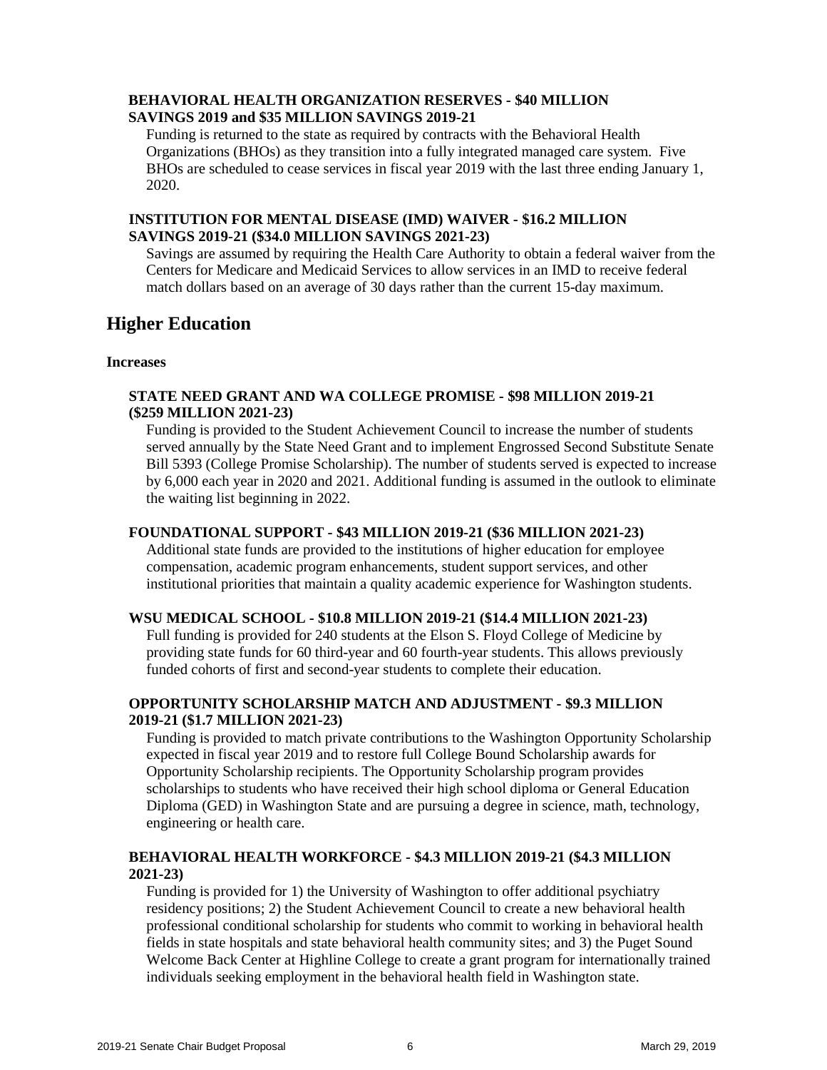**BEHAVIORAL HEALTH ORGANIZATION RESERVES - $40 MILLION SAVINGS 2019 and $35 MILLION SAVINGS 2019-21**

Funding is returned to the state as required by contracts with the Behavioral Health Organizations (BHOs) as they transition into a fully integrated managed care system. Five BHOs are scheduled to cease services in fiscal year 2019 with the last three ending January 1, 2020.

**INSTITUTION FOR MENTAL DISEASE (IMD) WAIVER - $16.2 MILLION SAVINGS 2019-21 ($34.0 MILLION SAVINGS 2021-23)**

Savings are assumed by requiring the Health Care Authority to obtain a federal waiver from the Centers for Medicare and Medicaid Services to allow services in an IMD to receive federal match dollars based on an average of 30 days rather than the current 15-day maximum.

## Higher Education

**Increases**

**STATE NEED GRANT AND WA COLLEGE PROMISE - $98 MILLION 2019-21 ($259 MILLION 2021-23)**

Funding is provided to the Student Achievement Council to increase the number of students served annually by the State Need Grant and to implement Engrossed Second Substitute Senate Bill 5393 (College Promise Scholarship). The number of students served is expected to increase by 6,000 each year in 2020 and 2021. Additional funding is assumed in the outlook to eliminate the waiting list beginning in 2022.

**FOUNDATIONAL SUPPORT - $43 MILLION 2019-21 ($36 MILLION 2021-23)**

Additional state funds are provided to the institutions of higher education for employee compensation, academic program enhancements, student support services, and other institutional priorities that maintain a quality academic experience for Washington students.

**WSU MEDICAL SCHOOL - $10.8 MILLION 2019-21 ($14.4 MILLION 2021-23)**

Full funding is provided for 240 students at the Elson S. Floyd College of Medicine by providing state funds for 60 third-year and 60 fourth-year students. This allows previously funded cohorts of first and second-year students to complete their education.

**OPPORTUNITY SCHOLARSHIP MATCH AND ADJUSTMENT - $9.3 MILLION 2019-21 ($1.7 MILLION 2021-23)**

Funding is provided to match private contributions to the Washington Opportunity Scholarship expected in fiscal year 2019 and to restore full College Bound Scholarship awards for Opportunity Scholarship recipients. The Opportunity Scholarship program provides scholarships to students who have received their high school diploma or General Education Diploma (GED) in Washington State and are pursuing a degree in science, math, technology, engineering or health care.

**BEHAVIORAL HEALTH WORKFORCE - $4.3 MILLION 2019-21 ($4.3 MILLION 2021-23)**

Funding is provided for 1) the University of Washington to offer additional psychiatry residency positions; 2) the Student Achievement Council to create a new behavioral health professional conditional scholarship for students who commit to working in behavioral health fields in state hospitals and state behavioral health community sites; and 3) the Puget Sound Welcome Back Center at Highline College to create a grant program for internationally trained individuals seeking employment in the behavioral health field in Washington state.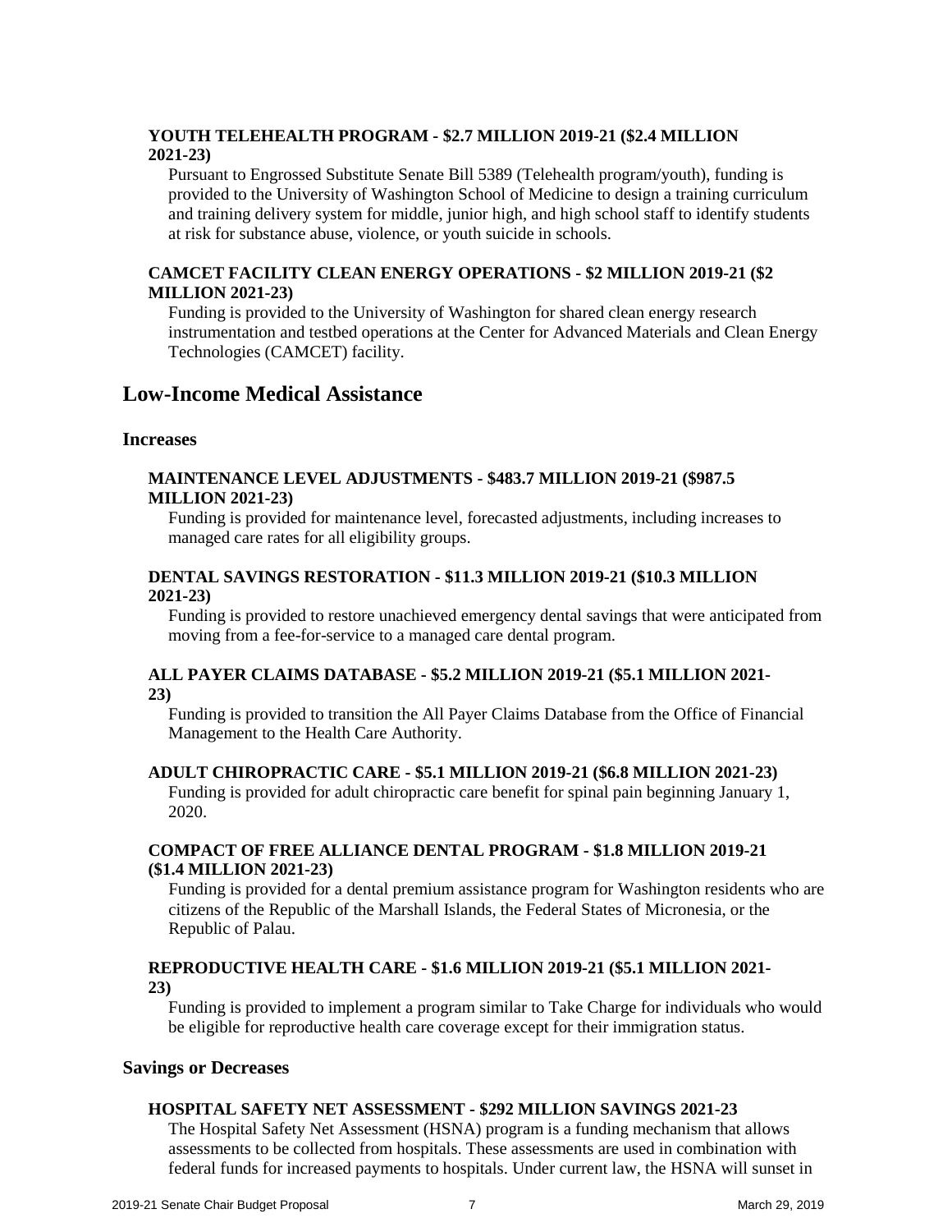#### YOUTH TELEHEALTH PROGRAM - $2.7 MILLION 2019-21 ($2.4 MILLION 2021-23)

Pursuant to Engrossed Substitute Senate Bill 5389 (Telehealth program/youth), funding is provided to the University of Washington School of Medicine to design a training curriculum and training delivery system for middle, junior high, and high school staff to identify students at risk for substance abuse, violence, or youth suicide in schools.

#### CAMCET FACILITY CLEAN ENERGY OPERATIONS - $2 MILLION 2019-21 ($2 MILLION 2021-23)

Funding is provided to the University of Washington for shared clean energy research instrumentation and testbed operations at the Center for Advanced Materials and Clean Energy Technologies (CAMCET) facility.

## Low-Income Medical Assistance

### Increases

#### MAINTENANCE LEVEL ADJUSTMENTS - $483.7 MILLION 2019-21 ($987.5 MILLION 2021-23)

Funding is provided for maintenance level, forecasted adjustments, including increases to managed care rates for all eligibility groups.

#### DENTAL SAVINGS RESTORATION - $11.3 MILLION 2019-21 ($10.3 MILLION 2021-23)

Funding is provided to restore unachieved emergency dental savings that were anticipated from moving from a fee-for-service to a managed care dental program.

#### ALL PAYER CLAIMS DATABASE - $5.2 MILLION 2019-21 ($5.1 MILLION 2021-23)

Funding is provided to transition the All Payer Claims Database from the Office of Financial Management to the Health Care Authority.

#### ADULT CHIROPRACTIC CARE - $5.1 MILLION 2019-21 ($6.8 MILLION 2021-23)

Funding is provided for adult chiropractic care benefit for spinal pain beginning January 1, 2020.

#### COMPACT OF FREE ALLIANCE DENTAL PROGRAM - $1.8 MILLION 2019-21 ($1.4 MILLION 2021-23)

Funding is provided for a dental premium assistance program for Washington residents who are citizens of the Republic of the Marshall Islands, the Federal States of Micronesia, or the Republic of Palau.

#### REPRODUCTIVE HEALTH CARE - $1.6 MILLION 2019-21 ($5.1 MILLION 2021-23)

Funding is provided to implement a program similar to Take Charge for individuals who would be eligible for reproductive health care coverage except for their immigration status.

### Savings or Decreases

#### HOSPITAL SAFETY NET ASSESSMENT - $292 MILLION SAVINGS 2021-23

The Hospital Safety Net Assessment (HSNA) program is a funding mechanism that allows assessments to be collected from hospitals. These assessments are used in combination with federal funds for increased payments to hospitals. Under current law, the HSNA will sunset in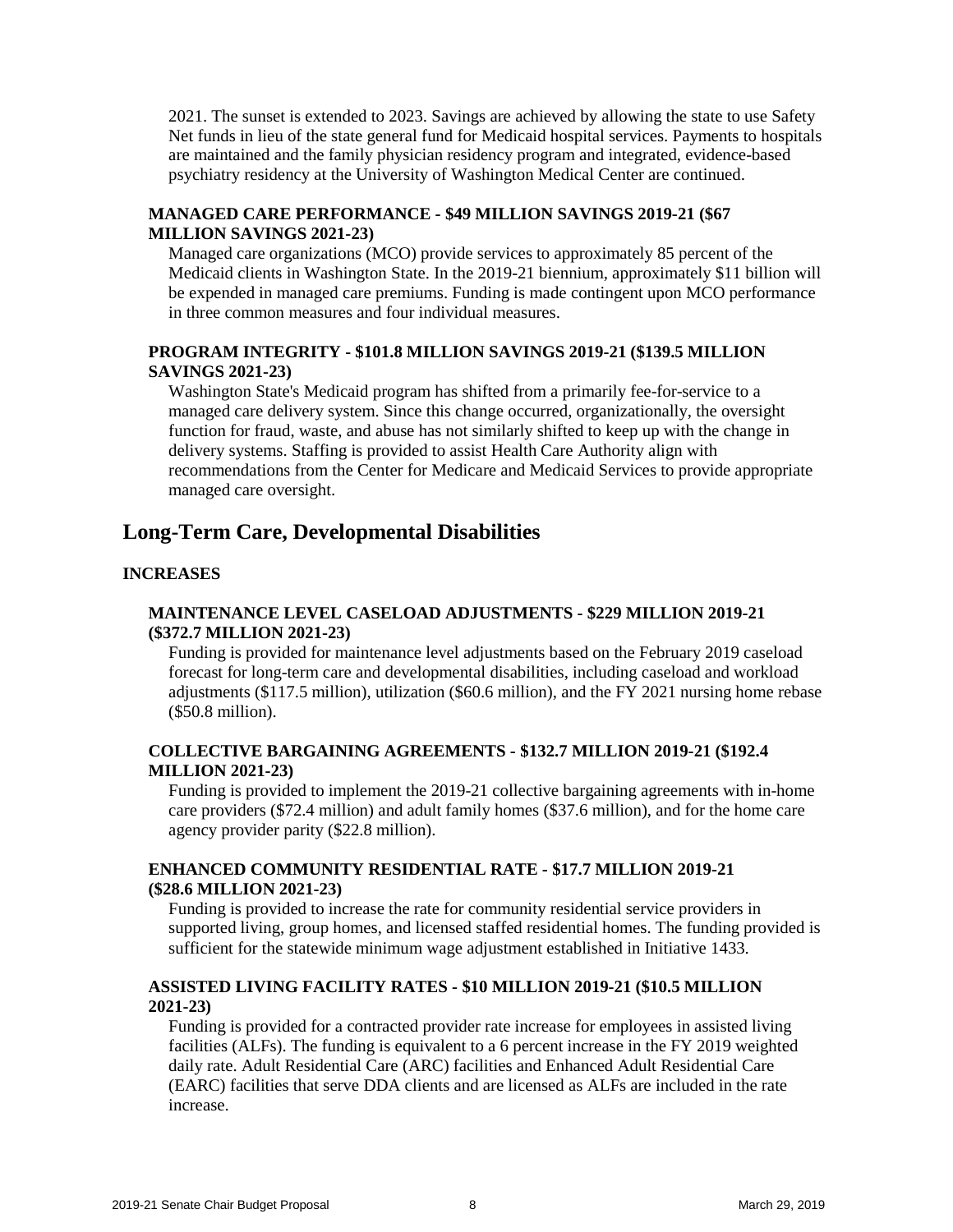2021. The sunset is extended to 2023. Savings are achieved by allowing the state to use Safety Net funds in lieu of the state general fund for Medicaid hospital services. Payments to hospitals are maintained and the family physician residency program and integrated, evidence-based psychiatry residency at the University of Washington Medical Center are continued.

**MANAGED CARE PERFORMANCE - $49 MILLION SAVINGS 2019-21 ($67 MILLION SAVINGS 2021-23)**

Managed care organizations (MCO) provide services to approximately 85 percent of the Medicaid clients in Washington State. In the 2019-21 biennium, approximately $11 billion will be expended in managed care premiums. Funding is made contingent upon MCO performance in three common measures and four individual measures.

**PROGRAM INTEGRITY - $101.8 MILLION SAVINGS 2019-21 ($139.5 MILLION SAVINGS 2021-23)**

Washington State's Medicaid program has shifted from a primarily fee-for-service to a managed care delivery system. Since this change occurred, organizationally, the oversight function for fraud, waste, and abuse has not similarly shifted to keep up with the change in delivery systems. Staffing is provided to assist Health Care Authority align with recommendations from the Center for Medicare and Medicaid Services to provide appropriate managed care oversight.

## Long-Term Care, Developmental Disabilities

**INCREASES**

**MAINTENANCE LEVEL CASELOAD ADJUSTMENTS - $229 MILLION 2019-21 ($372.7 MILLION 2021-23)**

Funding is provided for maintenance level adjustments based on the February 2019 caseload forecast for long-term care and developmental disabilities, including caseload and workload adjustments ($117.5 million), utilization ($60.6 million), and the FY 2021 nursing home rebase ($50.8 million).

**COLLECTIVE BARGAINING AGREEMENTS - $132.7 MILLION 2019-21 ($192.4 MILLION 2021-23)**

Funding is provided to implement the 2019-21 collective bargaining agreements with in-home care providers ($72.4 million) and adult family homes ($37.6 million), and for the home care agency provider parity ($22.8 million).

**ENHANCED COMMUNITY RESIDENTIAL RATE - $17.7 MILLION 2019-21 ($28.6 MILLION 2021-23)**

Funding is provided to increase the rate for community residential service providers in supported living, group homes, and licensed staffed residential homes. The funding provided is sufficient for the statewide minimum wage adjustment established in Initiative 1433.

**ASSISTED LIVING FACILITY RATES - $10 MILLION 2019-21 ($10.5 MILLION 2021-23)**

Funding is provided for a contracted provider rate increase for employees in assisted living facilities (ALFs). The funding is equivalent to a 6 percent increase in the FY 2019 weighted daily rate. Adult Residential Care (ARC) facilities and Enhanced Adult Residential Care (EARC) facilities that serve DDA clients and are licensed as ALFs are included in the rate increase.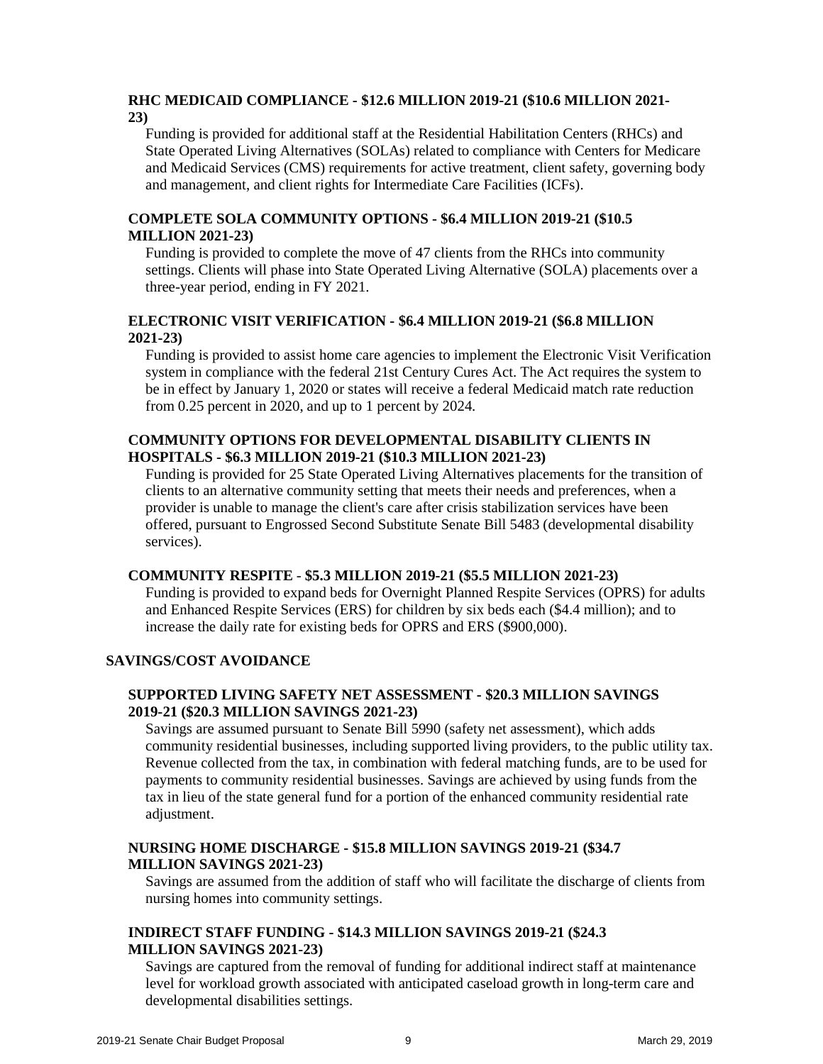**RHC MEDICAID COMPLIANCE - $12.6 MILLION 2019-21 ($10.6 MILLION 2021-23)**

Funding is provided for additional staff at the Residential Habilitation Centers (RHCs) and State Operated Living Alternatives (SOLAs) related to compliance with Centers for Medicare and Medicaid Services (CMS) requirements for active treatment, client safety, governing body and management, and client rights for Intermediate Care Facilities (ICFs).

**COMPLETE SOLA COMMUNITY OPTIONS - $6.4 MILLION 2019-21 ($10.5 MILLION 2021-23)**

Funding is provided to complete the move of 47 clients from the RHCs into community settings. Clients will phase into State Operated Living Alternative (SOLA) placements over a three-year period, ending in FY 2021.

**ELECTRONIC VISIT VERIFICATION - $6.4 MILLION 2019-21 ($6.8 MILLION 2021-23)**

Funding is provided to assist home care agencies to implement the Electronic Visit Verification system in compliance with the federal 21st Century Cures Act. The Act requires the system to be in effect by January 1, 2020 or states will receive a federal Medicaid match rate reduction from 0.25 percent in 2020, and up to 1 percent by 2024.

**COMMUNITY OPTIONS FOR DEVELOPMENTAL DISABILITY CLIENTS IN HOSPITALS - $6.3 MILLION 2019-21 ($10.3 MILLION 2021-23)**

Funding is provided for 25 State Operated Living Alternatives placements for the transition of clients to an alternative community setting that meets their needs and preferences, when a provider is unable to manage the client's care after crisis stabilization services have been offered, pursuant to Engrossed Second Substitute Senate Bill 5483 (developmental disability services).

**COMMUNITY RESPITE - $5.3 MILLION 2019-21 ($5.5 MILLION 2021-23)**

Funding is provided to expand beds for Overnight Planned Respite Services (OPRS) for adults and Enhanced Respite Services (ERS) for children by six beds each ($4.4 million); and to increase the daily rate for existing beds for OPRS and ERS ($900,000).

## SAVINGS/COST AVOIDANCE

**SUPPORTED LIVING SAFETY NET ASSESSMENT - $20.3 MILLION SAVINGS 2019-21 ($20.3 MILLION SAVINGS 2021-23)**

Savings are assumed pursuant to Senate Bill 5990 (safety net assessment), which adds community residential businesses, including supported living providers, to the public utility tax. Revenue collected from the tax, in combination with federal matching funds, are to be used for payments to community residential businesses. Savings are achieved by using funds from the tax in lieu of the state general fund for a portion of the enhanced community residential rate adjustment.

**NURSING HOME DISCHARGE - $15.8 MILLION SAVINGS 2019-21 ($34.7 MILLION SAVINGS 2021-23)**

Savings are assumed from the addition of staff who will facilitate the discharge of clients from nursing homes into community settings.

**INDIRECT STAFF FUNDING - $14.3 MILLION SAVINGS 2019-21 ($24.3 MILLION SAVINGS 2021-23)**

Savings are captured from the removal of funding for additional indirect staff at maintenance level for workload growth associated with anticipated caseload growth in long-term care and developmental disabilities settings.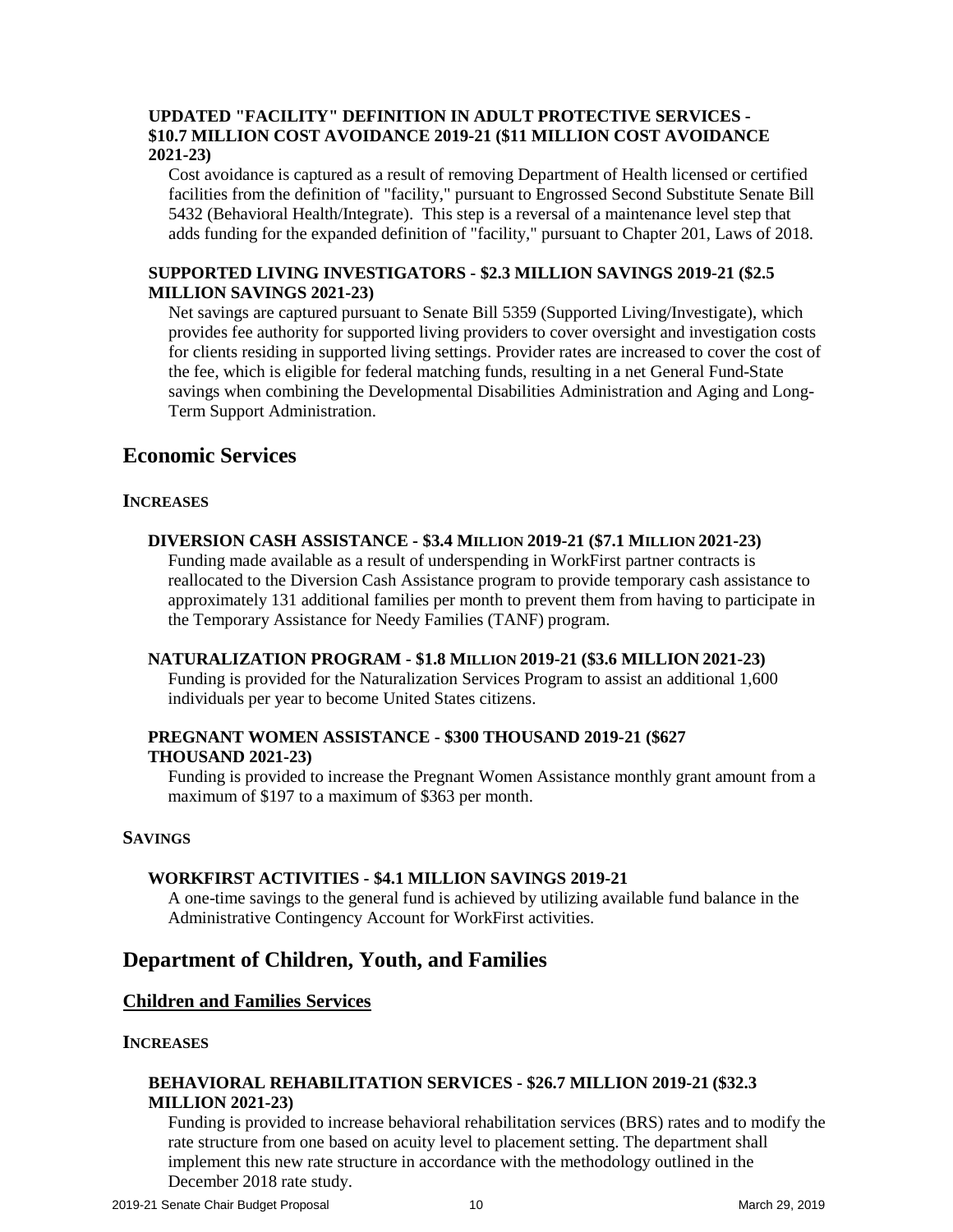**UPDATED "FACILITY" DEFINITION IN ADULT PROTECTIVE SERVICES - $10.7 MILLION COST AVOIDANCE 2019-21 ($11 MILLION COST AVOIDANCE 2021-23)**

Cost avoidance is captured as a result of removing Department of Health licensed or certified facilities from the definition of "facility," pursuant to Engrossed Second Substitute Senate Bill 5432 (Behavioral Health/Integrate). This step is a reversal of a maintenance level step that adds funding for the expanded definition of "facility," pursuant to Chapter 201, Laws of 2018.

**SUPPORTED LIVING INVESTIGATORS - $2.3 MILLION SAVINGS 2019-21 ($2.5 MILLION SAVINGS 2021-23)**

Net savings are captured pursuant to Senate Bill 5359 (Supported Living/Investigate), which provides fee authority for supported living providers to cover oversight and investigation costs for clients residing in supported living settings. Provider rates are increased to cover the cost of the fee, which is eligible for federal matching funds, resulting in a net General Fund-State savings when combining the Developmental Disabilities Administration and Aging and Long-Term Support Administration.

## Economic Services

**INCREASES**

**DIVERSION CASH ASSISTANCE - $3.4 MILLION 2019-21 ($7.1 MILLION 2021-23)**

Funding made available as a result of underspending in WorkFirst partner contracts is reallocated to the Diversion Cash Assistance program to provide temporary cash assistance to approximately 131 additional families per month to prevent them from having to participate in the Temporary Assistance for Needy Families (TANF) program.

**NATURALIZATION PROGRAM - $1.8 MILLION 2019-21 ($3.6 MILLION 2021-23)**

Funding is provided for the Naturalization Services Program to assist an additional 1,600 individuals per year to become United States citizens.

**PREGNANT WOMEN ASSISTANCE - $300 THOUSAND 2019-21 ($627 THOUSAND 2021-23)**

Funding is provided to increase the Pregnant Women Assistance monthly grant amount from a maximum of $197 to a maximum of $363 per month.

**SAVINGS**

**WORKFIRST ACTIVITIES - $4.1 MILLION SAVINGS 2019-21**

A one-time savings to the general fund is achieved by utilizing available fund balance in the Administrative Contingency Account for WorkFirst activities.

## Department of Children, Youth, and Families

### Children and Families Services

**INCREASES**

**BEHAVIORAL REHABILITATION SERVICES - $26.7 MILLION 2019-21 ($32.3 MILLION 2021-23)**

Funding is provided to increase behavioral rehabilitation services (BRS) rates and to modify the rate structure from one based on acuity level to placement setting. The department shall implement this new rate structure in accordance with the methodology outlined in the December 2018 rate study.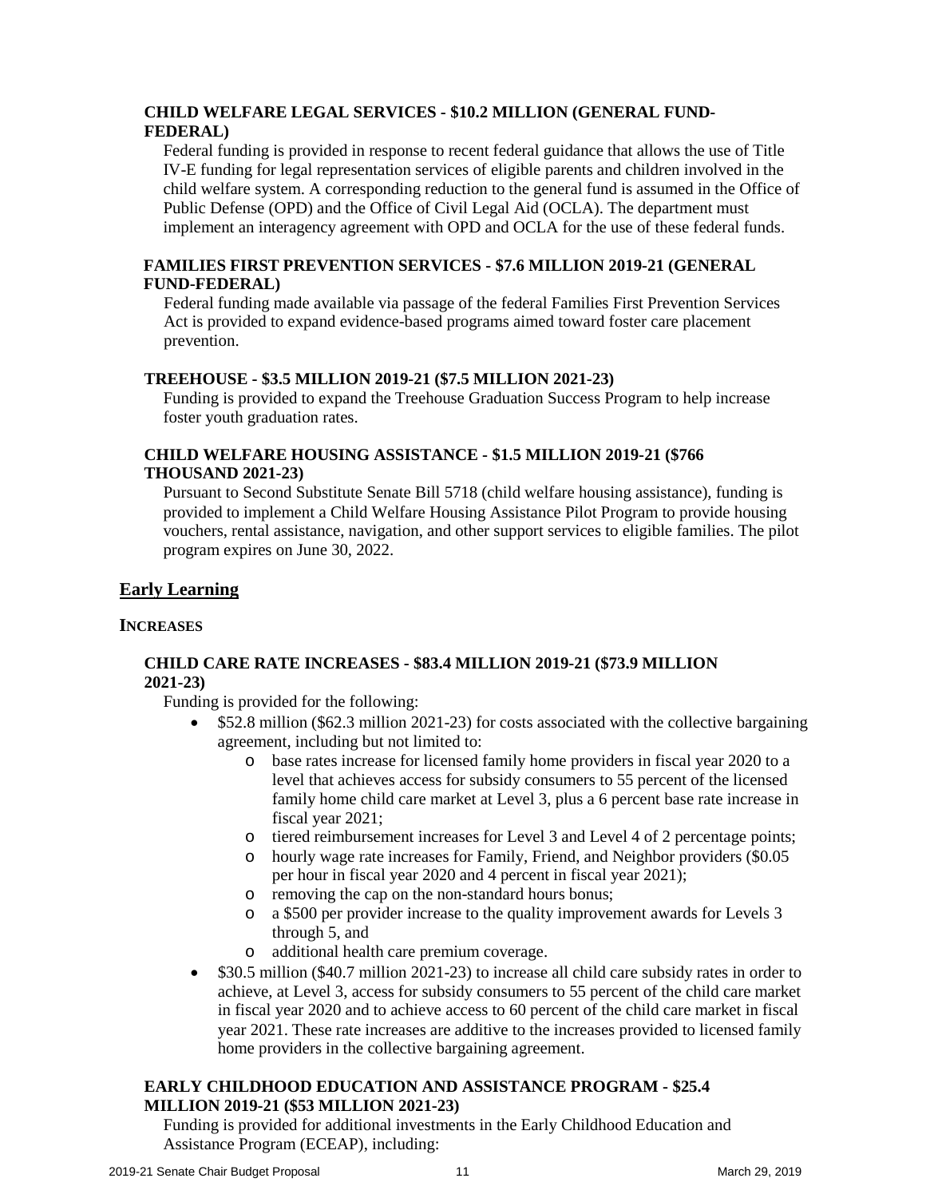**CHILD WELFARE LEGAL SERVICES - $10.2 MILLION (GENERAL FUND-FEDERAL)**

Federal funding is provided in response to recent federal guidance that allows the use of Title IV-E funding for legal representation services of eligible parents and children involved in the child welfare system. A corresponding reduction to the general fund is assumed in the Office of Public Defense (OPD) and the Office of Civil Legal Aid (OCLA). The department must implement an interagency agreement with OPD and OCLA for the use of these federal funds.

**FAMILIES FIRST PREVENTION SERVICES - $7.6 MILLION 2019-21 (GENERAL FUND-FEDERAL)**

Federal funding made available via passage of the federal Families First Prevention Services Act is provided to expand evidence-based programs aimed toward foster care placement prevention.

**TREEHOUSE - $3.5 MILLION 2019-21 ($7.5 MILLION 2021-23)**

Funding is provided to expand the Treehouse Graduation Success Program to help increase foster youth graduation rates.

**CHILD WELFARE HOUSING ASSISTANCE - $1.5 MILLION 2019-21 ($766 THOUSAND 2021-23)**

Pursuant to Second Substitute Senate Bill 5718 (child welfare housing assistance), funding is provided to implement a Child Welfare Housing Assistance Pilot Program to provide housing vouchers, rental assistance, navigation, and other support services to eligible families. The pilot program expires on June 30, 2022.

## Early Learning

**INCREASES**

**CHILD CARE RATE INCREASES - $83.4 MILLION 2019-21 ($73.9 MILLION 2021-23)**

Funding is provided for the following:

- $52.8 million ($62.3 million 2021-23) for costs associated with the collective bargaining agreement, including but not limited to:
  - base rates increase for licensed family home providers in fiscal year 2020 to a level that achieves access for subsidy consumers to 55 percent of the licensed family home child care market at Level 3, plus a 6 percent base rate increase in fiscal year 2021;
  - tiered reimbursement increases for Level 3 and Level 4 of 2 percentage points;
  - hourly wage rate increases for Family, Friend, and Neighbor providers ($0.05 per hour in fiscal year 2020 and 4 percent in fiscal year 2021);
  - removing the cap on the non-standard hours bonus;
  - a $500 per provider increase to the quality improvement awards for Levels 3 through 5, and
  - additional health care premium coverage.
- $30.5 million ($40.7 million 2021-23) to increase all child care subsidy rates in order to achieve, at Level 3, access for subsidy consumers to 55 percent of the child care market in fiscal year 2020 and to achieve access to 60 percent of the child care market in fiscal year 2021. These rate increases are additive to the increases provided to licensed family home providers in the collective bargaining agreement.

**EARLY CHILDHOOD EDUCATION AND ASSISTANCE PROGRAM - $25.4 MILLION 2019-21 ($53 MILLION 2021-23)**

Funding is provided for additional investments in the Early Childhood Education and Assistance Program (ECEAP), including: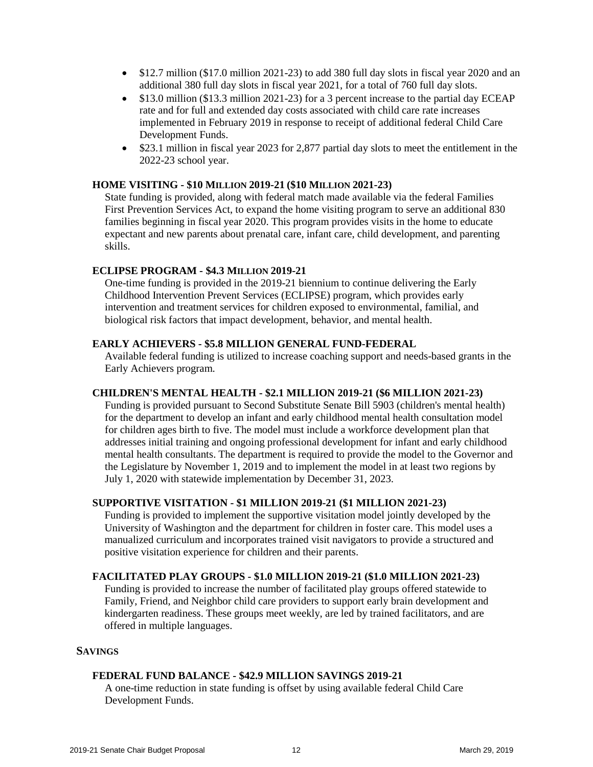- $12.7 million ($17.0 million 2021-23) to add 380 full day slots in fiscal year 2020 and an additional 380 full day slots in fiscal year 2021, for a total of 760 full day slots.
- $13.0 million ($13.3 million 2021-23) for a 3 percent increase to the partial day ECEAP rate and for full and extended day costs associated with child care rate increases implemented in February 2019 in response to receipt of additional federal Child Care Development Funds.
- $23.1 million in fiscal year 2023 for 2,877 partial day slots to meet the entitlement in the 2022-23 school year.

**HOME VISITING - $10 MILLION 2019-21 ($10 MILLION 2021-23)**

State funding is provided, along with federal match made available via the federal Families First Prevention Services Act, to expand the home visiting program to serve an additional 830 families beginning in fiscal year 2020. This program provides visits in the home to educate expectant and new parents about prenatal care, infant care, child development, and parenting skills.

**ECLIPSE PROGRAM - $4.3 MILLION 2019-21**

One-time funding is provided in the 2019-21 biennium to continue delivering the Early Childhood Intervention Prevent Services (ECLIPSE) program, which provides early intervention and treatment services for children exposed to environmental, familial, and biological risk factors that impact development, behavior, and mental health.

**EARLY ACHIEVERS - $5.8 MILLION GENERAL FUND-FEDERAL**

Available federal funding is utilized to increase coaching support and needs-based grants in the Early Achievers program.

**CHILDREN'S MENTAL HEALTH - $2.1 MILLION 2019-21 ($6 MILLION 2021-23)**

Funding is provided pursuant to Second Substitute Senate Bill 5903 (children's mental health) for the department to develop an infant and early childhood mental health consultation model for children ages birth to five. The model must include a workforce development plan that addresses initial training and ongoing professional development for infant and early childhood mental health consultants. The department is required to provide the model to the Governor and the Legislature by November 1, 2019 and to implement the model in at least two regions by July 1, 2020 with statewide implementation by December 31, 2023.

**SUPPORTIVE VISITATION - $1 MILLION 2019-21 ($1 MILLION 2021-23)**

Funding is provided to implement the supportive visitation model jointly developed by the University of Washington and the department for children in foster care. This model uses a manualized curriculum and incorporates trained visit navigators to provide a structured and positive visitation experience for children and their parents.

**FACILITATED PLAY GROUPS - $1.0 MILLION 2019-21 ($1.0 MILLION 2021-23)**

Funding is provided to increase the number of facilitated play groups offered statewide to Family, Friend, and Neighbor child care providers to support early brain development and kindergarten readiness. These groups meet weekly, are led by trained facilitators, and are offered in multiple languages.

## SAVINGS

**FEDERAL FUND BALANCE - $42.9 MILLION SAVINGS 2019-21**

A one-time reduction in state funding is offset by using available federal Child Care Development Funds.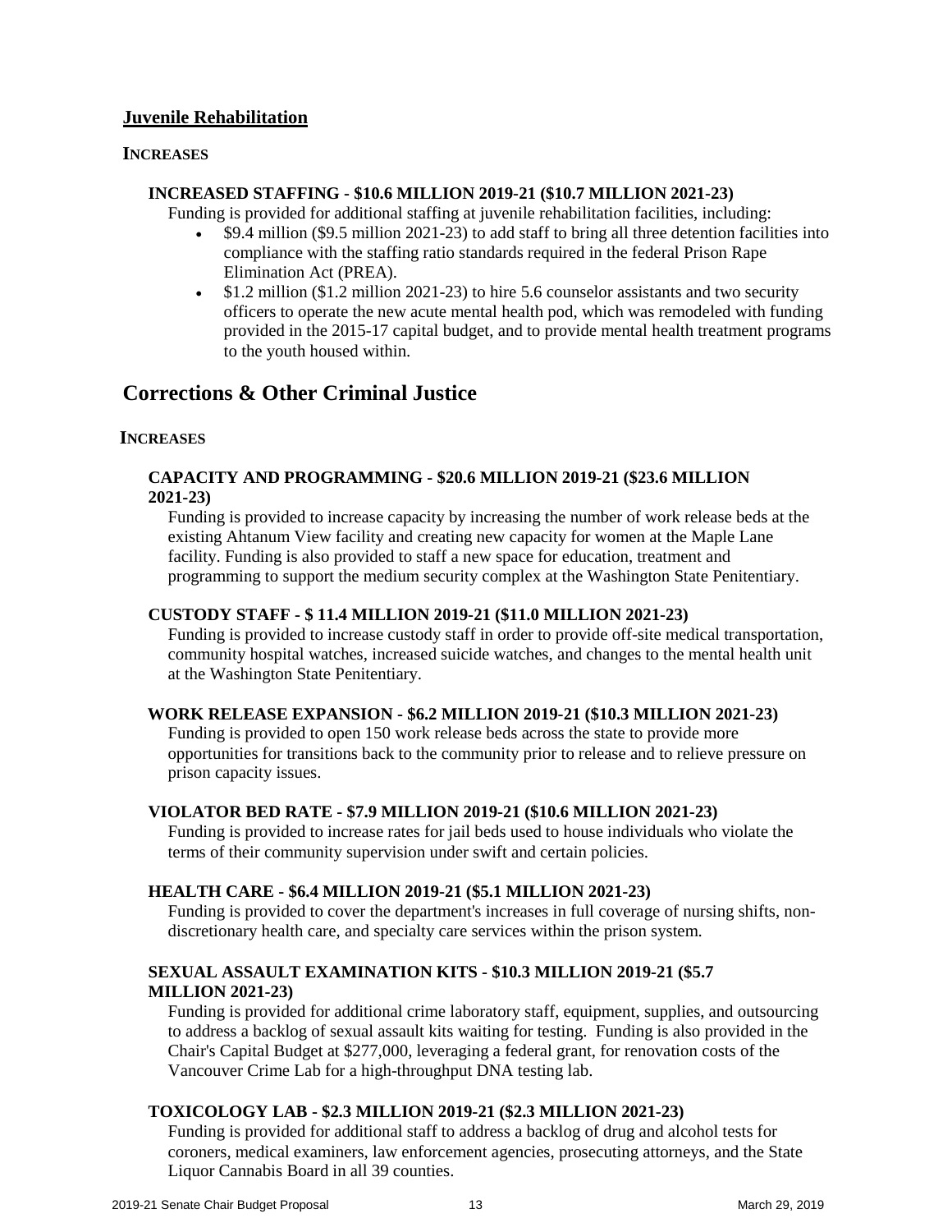## Juvenile Rehabilitation

### INCREASES

#### INCREASED STAFFING - $10.6 MILLION 2019-21 ($10.7 MILLION 2021-23)

Funding is provided for additional staffing at juvenile rehabilitation facilities, including:

- $9.4 million ($9.5 million 2021-23) to add staff to bring all three detention facilities into compliance with the staffing ratio standards required in the federal Prison Rape Elimination Act (PREA).
- $1.2 million ($1.2 million 2021-23) to hire 5.6 counselor assistants and two security officers to operate the new acute mental health pod, which was remodeled with funding provided in the 2015-17 capital budget, and to provide mental health treatment programs to the youth housed within.

# Corrections & Other Criminal Justice

### INCREASES

#### CAPACITY AND PROGRAMMING - $20.6 MILLION 2019-21 ($23.6 MILLION 2021-23)

Funding is provided to increase capacity by increasing the number of work release beds at the existing Ahtanum View facility and creating new capacity for women at the Maple Lane facility. Funding is also provided to staff a new space for education, treatment and programming to support the medium security complex at the Washington State Penitentiary.

#### CUSTODY STAFF - $ 11.4 MILLION 2019-21 ($11.0 MILLION 2021-23)

Funding is provided to increase custody staff in order to provide off-site medical transportation, community hospital watches, increased suicide watches, and changes to the mental health unit at the Washington State Penitentiary.

#### WORK RELEASE EXPANSION - $6.2 MILLION 2019-21 ($10.3 MILLION 2021-23)

Funding is provided to open 150 work release beds across the state to provide more opportunities for transitions back to the community prior to release and to relieve pressure on prison capacity issues.

#### VIOLATOR BED RATE - $7.9 MILLION 2019-21 ($10.6 MILLION 2021-23)

Funding is provided to increase rates for jail beds used to house individuals who violate the terms of their community supervision under swift and certain policies.

#### HEALTH CARE - $6.4 MILLION 2019-21 ($5.1 MILLION 2021-23)

Funding is provided to cover the department's increases in full coverage of nursing shifts, non-discretionary health care, and specialty care services within the prison system.

#### SEXUAL ASSAULT EXAMINATION KITS - $10.3 MILLION 2019-21 ($5.7 MILLION 2021-23)

Funding is provided for additional crime laboratory staff, equipment, supplies, and outsourcing to address a backlog of sexual assault kits waiting for testing. Funding is also provided in the Chair's Capital Budget at $277,000, leveraging a federal grant, for renovation costs of the Vancouver Crime Lab for a high-throughput DNA testing lab.

#### TOXICOLOGY LAB - $2.3 MILLION 2019-21 ($2.3 MILLION 2021-23)

Funding is provided for additional staff to address a backlog of drug and alcohol tests for coroners, medical examiners, law enforcement agencies, prosecuting attorneys, and the State Liquor Cannabis Board in all 39 counties.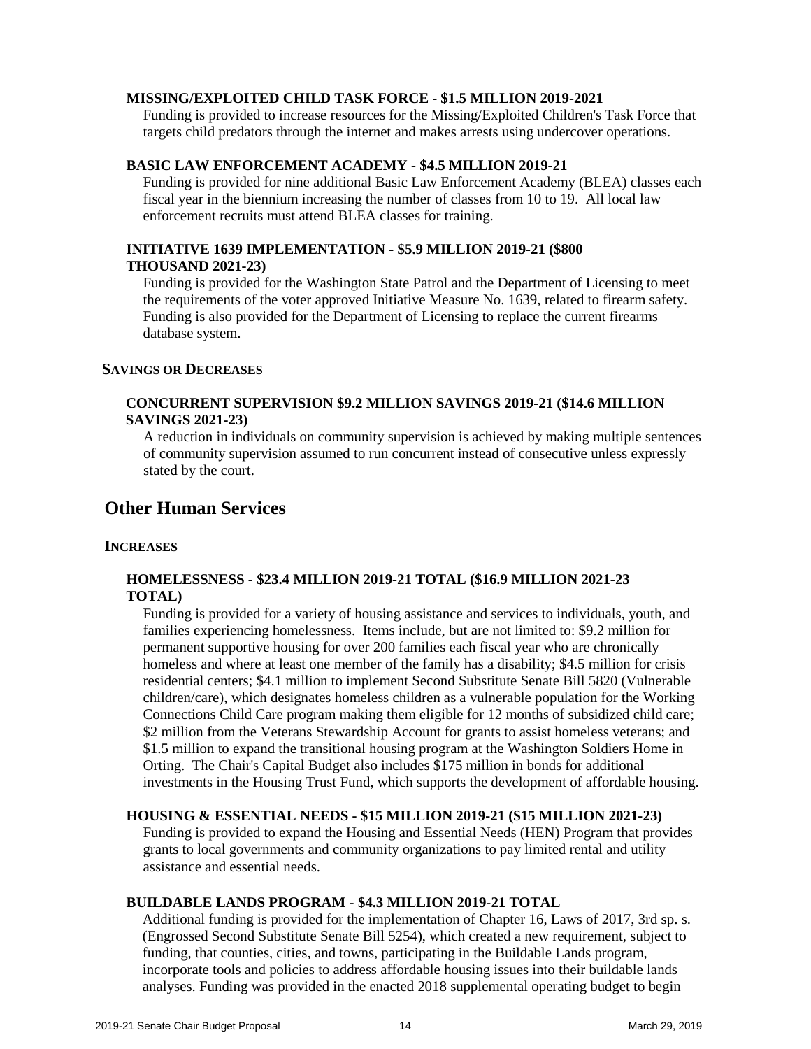#### MISSING/EXPLOITED CHILD TASK FORCE - $1.5 MILLION 2019-2021

Funding is provided to increase resources for the Missing/Exploited Children's Task Force that targets child predators through the internet and makes arrests using undercover operations.

#### BASIC LAW ENFORCEMENT ACADEMY - $4.5 MILLION 2019-21

Funding is provided for nine additional Basic Law Enforcement Academy (BLEA) classes each fiscal year in the biennium increasing the number of classes from 10 to 19. All local law enforcement recruits must attend BLEA classes for training.

#### INITIATIVE 1639 IMPLEMENTATION - $5.9 MILLION 2019-21 ($800 THOUSAND 2021-23)

Funding is provided for the Washington State Patrol and the Department of Licensing to meet the requirements of the voter approved Initiative Measure No. 1639, related to firearm safety. Funding is also provided for the Department of Licensing to replace the current firearms database system.

### SAVINGS OR DECREASES

#### CONCURRENT SUPERVISION $9.2 MILLION SAVINGS 2019-21 ($14.6 MILLION SAVINGS 2021-23)

A reduction in individuals on community supervision is achieved by making multiple sentences of community supervision assumed to run concurrent instead of consecutive unless expressly stated by the court.

## Other Human Services

### INCREASES

#### HOMELESSNESS - $23.4 MILLION 2019-21 TOTAL ($16.9 MILLION 2021-23 TOTAL)

Funding is provided for a variety of housing assistance and services to individuals, youth, and families experiencing homelessness. Items include, but are not limited to: $9.2 million for permanent supportive housing for over 200 families each fiscal year who are chronically homeless and where at least one member of the family has a disability; $4.5 million for crisis residential centers; $4.1 million to implement Second Substitute Senate Bill 5820 (Vulnerable children/care), which designates homeless children as a vulnerable population for the Working Connections Child Care program making them eligible for 12 months of subsidized child care; $2 million from the Veterans Stewardship Account for grants to assist homeless veterans; and $1.5 million to expand the transitional housing program at the Washington Soldiers Home in Orting. The Chair's Capital Budget also includes $175 million in bonds for additional investments in the Housing Trust Fund, which supports the development of affordable housing.

#### HOUSING & ESSENTIAL NEEDS - $15 MILLION 2019-21 ($15 MILLION 2021-23)

Funding is provided to expand the Housing and Essential Needs (HEN) Program that provides grants to local governments and community organizations to pay limited rental and utility assistance and essential needs.

#### BUILDABLE LANDS PROGRAM - $4.3 MILLION 2019-21 TOTAL

Additional funding is provided for the implementation of Chapter 16, Laws of 2017, 3rd sp. s. (Engrossed Second Substitute Senate Bill 5254), which created a new requirement, subject to funding, that counties, cities, and towns, participating in the Buildable Lands program, incorporate tools and policies to address affordable housing issues into their buildable lands analyses. Funding was provided in the enacted 2018 supplemental operating budget to begin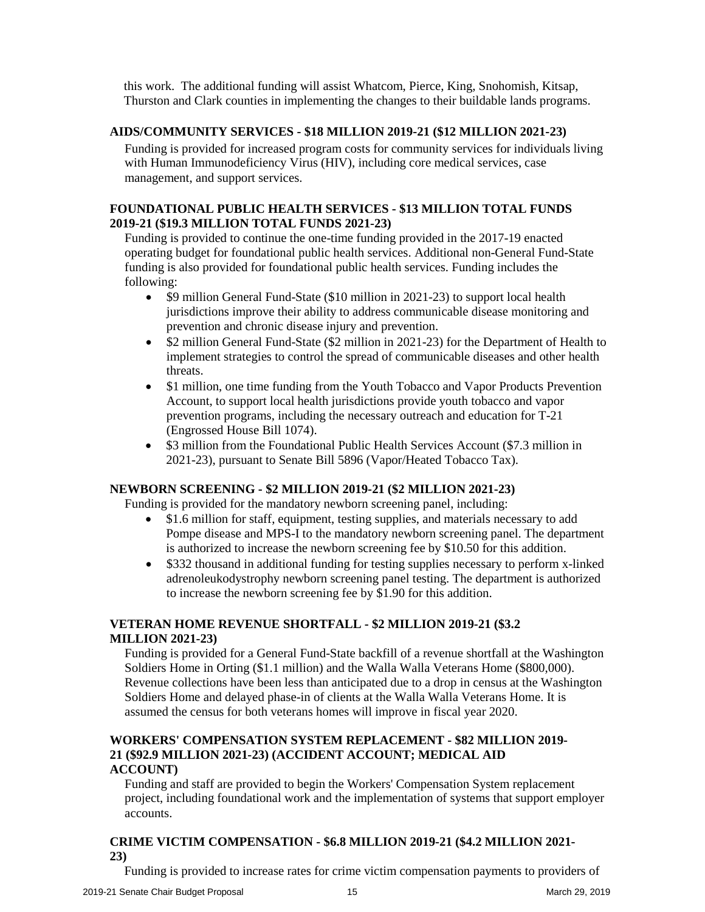this work. The additional funding will assist Whatcom, Pierce, King, Snohomish, Kitsap, Thurston and Clark counties in implementing the changes to their buildable lands programs.

**AIDS/COMMUNITY SERVICES - $18 MILLION 2019-21 ($12 MILLION 2021-23)**

Funding is provided for increased program costs for community services for individuals living with Human Immunodeficiency Virus (HIV), including core medical services, case management, and support services.

**FOUNDATIONAL PUBLIC HEALTH SERVICES - $13 MILLION TOTAL FUNDS 2019-21 ($19.3 MILLION TOTAL FUNDS 2021-23)**

Funding is provided to continue the one-time funding provided in the 2017-19 enacted operating budget for foundational public health services. Additional non-General Fund-State funding is also provided for foundational public health services. Funding includes the following:

- $9 million General Fund-State ($10 million in 2021-23) to support local health jurisdictions improve their ability to address communicable disease monitoring and prevention and chronic disease injury and prevention.
- $2 million General Fund-State ($2 million in 2021-23) for the Department of Health to implement strategies to control the spread of communicable diseases and other health threats.
- $1 million, one time funding from the Youth Tobacco and Vapor Products Prevention Account, to support local health jurisdictions provide youth tobacco and vapor prevention programs, including the necessary outreach and education for T-21 (Engrossed House Bill 1074).
- $3 million from the Foundational Public Health Services Account ($7.3 million in 2021-23), pursuant to Senate Bill 5896 (Vapor/Heated Tobacco Tax).

**NEWBORN SCREENING - $2 MILLION 2019-21 ($2 MILLION 2021-23)**

Funding is provided for the mandatory newborn screening panel, including:

- $1.6 million for staff, equipment, testing supplies, and materials necessary to add Pompe disease and MPS-I to the mandatory newborn screening panel. The department is authorized to increase the newborn screening fee by $10.50 for this addition.
- $332 thousand in additional funding for testing supplies necessary to perform x-linked adrenoleukodystrophy newborn screening panel testing. The department is authorized to increase the newborn screening fee by $1.90 for this addition.

**VETERAN HOME REVENUE SHORTFALL - $2 MILLION 2019-21 ($3.2 MILLION 2021-23)**

Funding is provided for a General Fund-State backfill of a revenue shortfall at the Washington Soldiers Home in Orting ($1.1 million) and the Walla Walla Veterans Home ($800,000). Revenue collections have been less than anticipated due to a drop in census at the Washington Soldiers Home and delayed phase-in of clients at the Walla Walla Veterans Home. It is assumed the census for both veterans homes will improve in fiscal year 2020.

**WORKERS' COMPENSATION SYSTEM REPLACEMENT - $82 MILLION 2019-21 ($92.9 MILLION 2021-23) (ACCIDENT ACCOUNT; MEDICAL AID ACCOUNT)**

Funding and staff are provided to begin the Workers' Compensation System replacement project, including foundational work and the implementation of systems that support employer accounts.

**CRIME VICTIM COMPENSATION - $6.8 MILLION 2019-21 ($4.2 MILLION 2021-23)**

Funding is provided to increase rates for crime victim compensation payments to providers of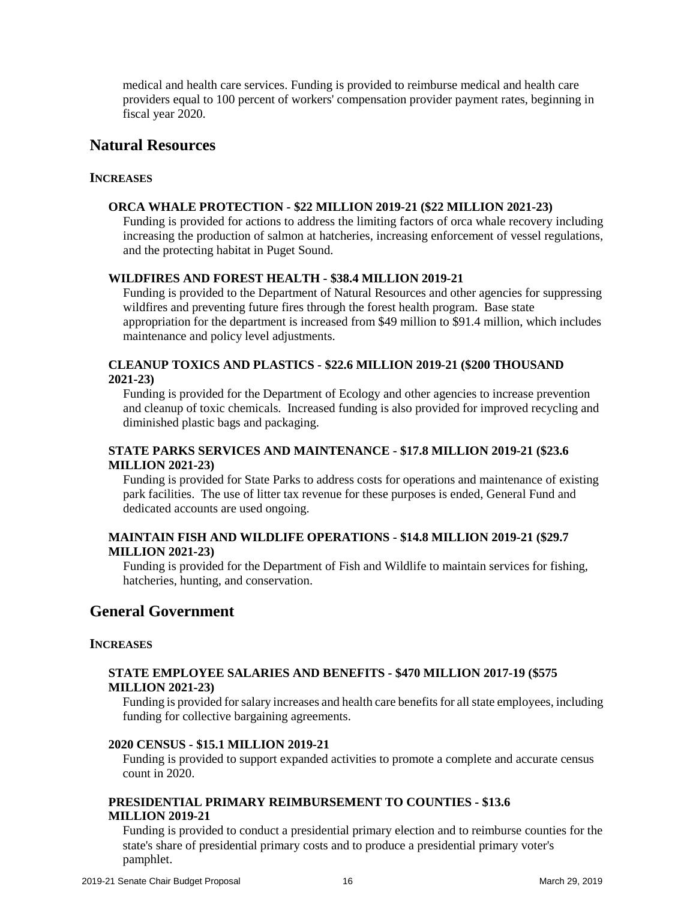medical and health care services. Funding is provided to reimburse medical and health care providers equal to 100 percent of workers' compensation provider payment rates, beginning in fiscal year 2020.

## Natural Resources

### INCREASES

**ORCA WHALE PROTECTION - $22 MILLION 2019-21 ($22 MILLION 2021-23)**

Funding is provided for actions to address the limiting factors of orca whale recovery including increasing the production of salmon at hatcheries, increasing enforcement of vessel regulations, and the protecting habitat in Puget Sound.

**WILDFIRES AND FOREST HEALTH - $38.4 MILLION 2019-21**

Funding is provided to the Department of Natural Resources and other agencies for suppressing wildfires and preventing future fires through the forest health program. Base state appropriation for the department is increased from $49 million to $91.4 million, which includes maintenance and policy level adjustments.

**CLEANUP TOXICS AND PLASTICS - $22.6 MILLION 2019-21 ($200 THOUSAND 2021-23)**

Funding is provided for the Department of Ecology and other agencies to increase prevention and cleanup of toxic chemicals. Increased funding is also provided for improved recycling and diminished plastic bags and packaging.

**STATE PARKS SERVICES AND MAINTENANCE - $17.8 MILLION 2019-21 ($23.6 MILLION 2021-23)**

Funding is provided for State Parks to address costs for operations and maintenance of existing park facilities. The use of litter tax revenue for these purposes is ended, General Fund and dedicated accounts are used ongoing.

**MAINTAIN FISH AND WILDLIFE OPERATIONS - $14.8 MILLION 2019-21 ($29.7 MILLION 2021-23)**

Funding is provided for the Department of Fish and Wildlife to maintain services for fishing, hatcheries, hunting, and conservation.

## General Government

### INCREASES

**STATE EMPLOYEE SALARIES AND BENEFITS - $470 MILLION 2017-19 ($575 MILLION 2021-23)**

Funding is provided for salary increases and health care benefits for all state employees, including funding for collective bargaining agreements.

**2020 CENSUS - $15.1 MILLION 2019-21**

Funding is provided to support expanded activities to promote a complete and accurate census count in 2020.

**PRESIDENTIAL PRIMARY REIMBURSEMENT TO COUNTIES - $13.6 MILLION 2019-21**

Funding is provided to conduct a presidential primary election and to reimburse counties for the state's share of presidential primary costs and to produce a presidential primary voter's pamphlet.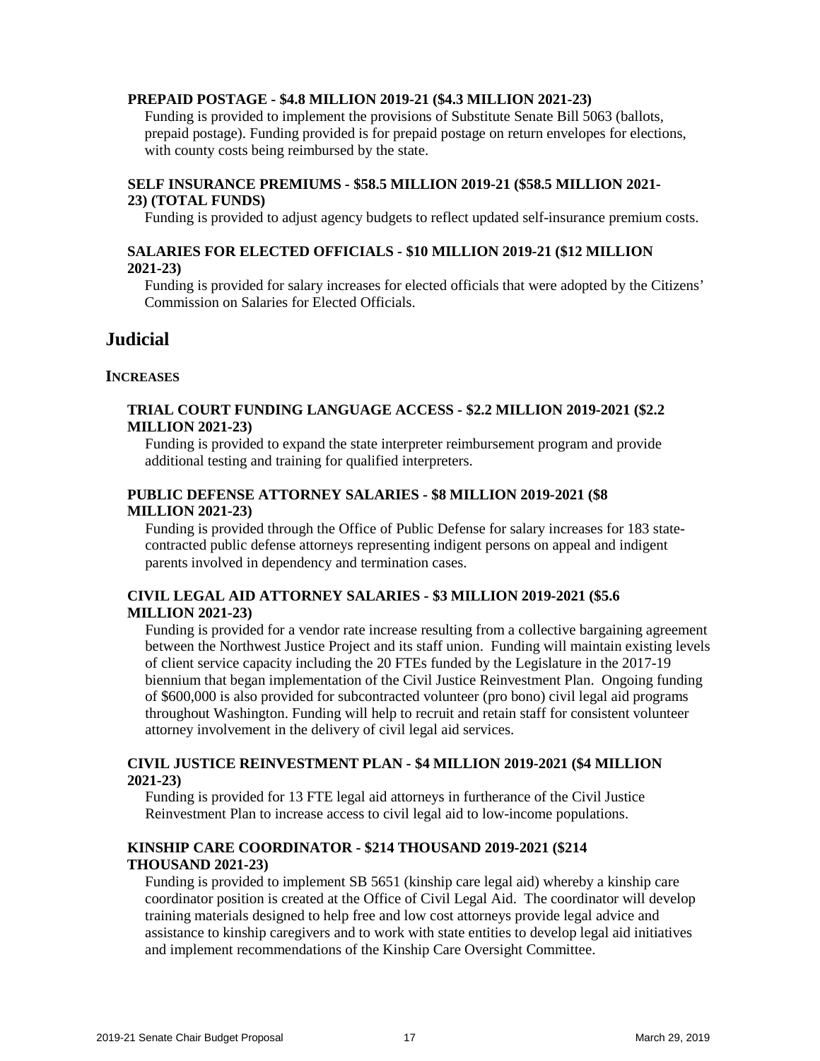**PREPAID POSTAGE - $4.8 MILLION 2019-21 ($4.3 MILLION 2021-23)**

Funding is provided to implement the provisions of Substitute Senate Bill 5063 (ballots, prepaid postage). Funding provided is for prepaid postage on return envelopes for elections, with county costs being reimbursed by the state.

**SELF INSURANCE PREMIUMS - $58.5 MILLION 2019-21 ($58.5 MILLION 2021-23) (TOTAL FUNDS)**

Funding is provided to adjust agency budgets to reflect updated self-insurance premium costs.

**SALARIES FOR ELECTED OFFICIALS - $10 MILLION 2019-21 ($12 MILLION 2021-23)**

Funding is provided for salary increases for elected officials that were adopted by the Citizens' Commission on Salaries for Elected Officials.

## Judicial

### INCREASES

**TRIAL COURT FUNDING LANGUAGE ACCESS - $2.2 MILLION 2019-2021 ($2.2 MILLION 2021-23)**

Funding is provided to expand the state interpreter reimbursement program and provide additional testing and training for qualified interpreters.

**PUBLIC DEFENSE ATTORNEY SALARIES - $8 MILLION 2019-2021 ($8 MILLION 2021-23)**

Funding is provided through the Office of Public Defense for salary increases for 183 state-contracted public defense attorneys representing indigent persons on appeal and indigent parents involved in dependency and termination cases.

**CIVIL LEGAL AID ATTORNEY SALARIES - $3 MILLION 2019-2021 ($5.6 MILLION 2021-23)**

Funding is provided for a vendor rate increase resulting from a collective bargaining agreement between the Northwest Justice Project and its staff union. Funding will maintain existing levels of client service capacity including the 20 FTEs funded by the Legislature in the 2017-19 biennium that began implementation of the Civil Justice Reinvestment Plan. Ongoing funding of $600,000 is also provided for subcontracted volunteer (pro bono) civil legal aid programs throughout Washington. Funding will help to recruit and retain staff for consistent volunteer attorney involvement in the delivery of civil legal aid services.

**CIVIL JUSTICE REINVESTMENT PLAN - $4 MILLION 2019-2021 ($4 MILLION 2021-23)**

Funding is provided for 13 FTE legal aid attorneys in furtherance of the Civil Justice Reinvestment Plan to increase access to civil legal aid to low-income populations.

**KINSHIP CARE COORDINATOR - $214 THOUSAND 2019-2021 ($214 THOUSAND 2021-23)**

Funding is provided to implement SB 5651 (kinship care legal aid) whereby a kinship care coordinator position is created at the Office of Civil Legal Aid. The coordinator will develop training materials designed to help free and low cost attorneys provide legal advice and assistance to kinship caregivers and to work with state entities to develop legal aid initiatives and implement recommendations of the Kinship Care Oversight Committee.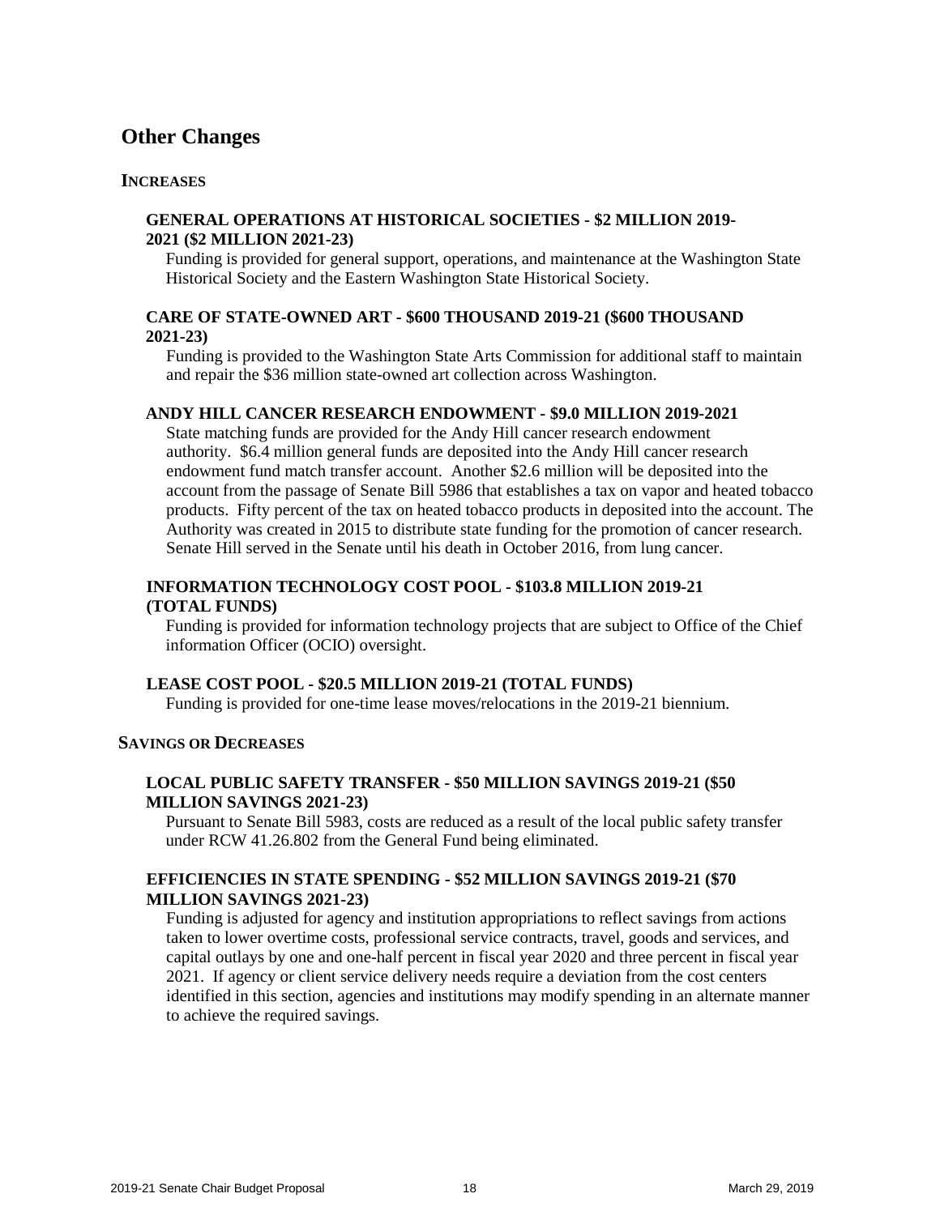## Other Changes

### INCREASES

#### GENERAL OPERATIONS AT HISTORICAL SOCIETIES - $2 MILLION 2019-2021 ($2 MILLION 2021-23)

Funding is provided for general support, operations, and maintenance at the Washington State Historical Society and the Eastern Washington State Historical Society.

#### CARE OF STATE-OWNED ART - $600 THOUSAND 2019-21 ($600 THOUSAND 2021-23)

Funding is provided to the Washington State Arts Commission for additional staff to maintain and repair the $36 million state-owned art collection across Washington.

#### ANDY HILL CANCER RESEARCH ENDOWMENT - $9.0 MILLION 2019-2021

State matching funds are provided for the Andy Hill cancer research endowment authority. $6.4 million general funds are deposited into the Andy Hill cancer research endowment fund match transfer account. Another $2.6 million will be deposited into the account from the passage of Senate Bill 5986 that establishes a tax on vapor and heated tobacco products. Fifty percent of the tax on heated tobacco products in deposited into the account. The Authority was created in 2015 to distribute state funding for the promotion of cancer research. Senate Hill served in the Senate until his death in October 2016, from lung cancer.

#### INFORMATION TECHNOLOGY COST POOL - $103.8 MILLION 2019-21 (TOTAL FUNDS)

Funding is provided for information technology projects that are subject to Office of the Chief information Officer (OCIO) oversight.

#### LEASE COST POOL - $20.5 MILLION 2019-21 (TOTAL FUNDS)

Funding is provided for one-time lease moves/relocations in the 2019-21 biennium.

### SAVINGS OR DECREASES

#### LOCAL PUBLIC SAFETY TRANSFER - $50 MILLION SAVINGS 2019-21 ($50 MILLION SAVINGS 2021-23)

Pursuant to Senate Bill 5983, costs are reduced as a result of the local public safety transfer under RCW 41.26.802 from the General Fund being eliminated.

#### EFFICIENCIES IN STATE SPENDING - $52 MILLION SAVINGS 2019-21 ($70 MILLION SAVINGS 2021-23)

Funding is adjusted for agency and institution appropriations to reflect savings from actions taken to lower overtime costs, professional service contracts, travel, goods and services, and capital outlays by one and one-half percent in fiscal year 2020 and three percent in fiscal year 2021. If agency or client service delivery needs require a deviation from the cost centers identified in this section, agencies and institutions may modify spending in an alternate manner to achieve the required savings.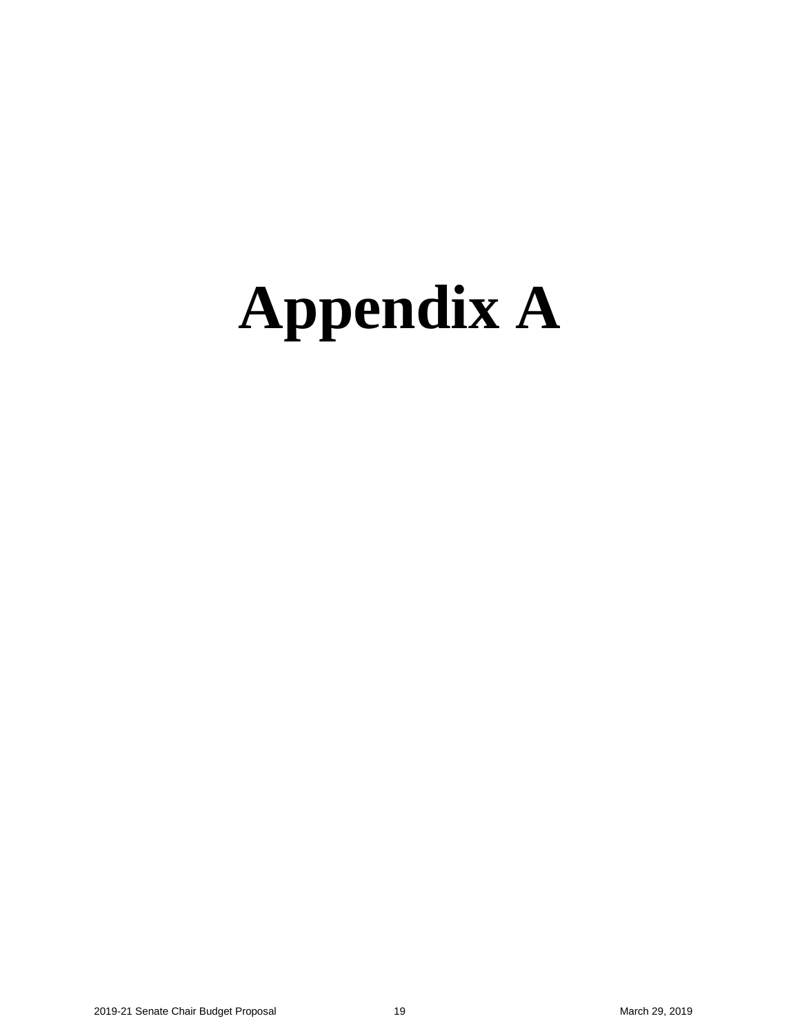# Appendix A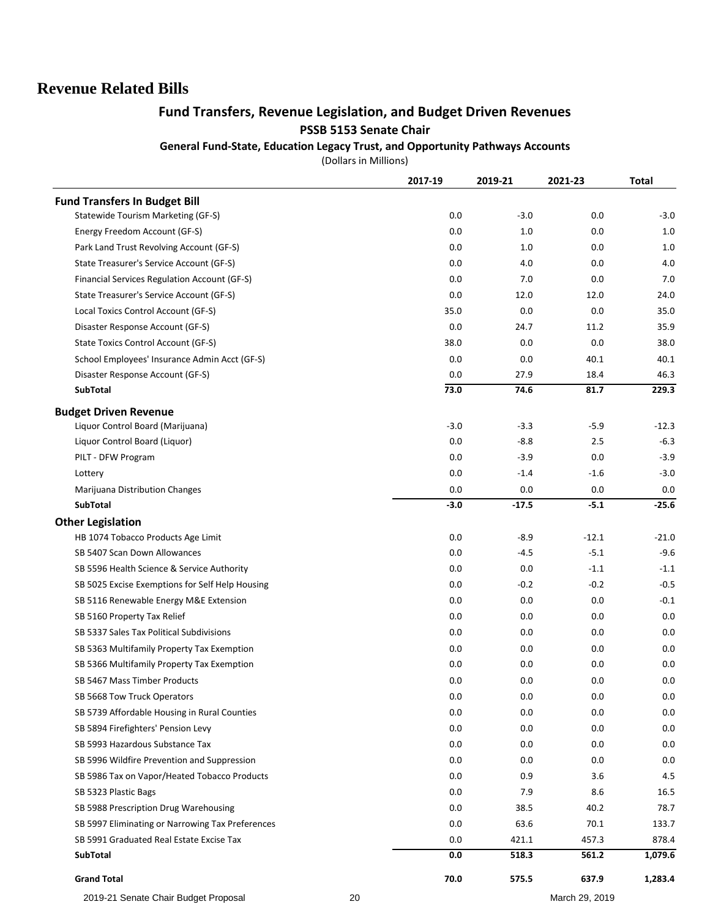# Revenue Related Bills

## Fund Transfers, Revenue Legislation, and Budget Driven Revenues

### PSSB 5153 Senate Chair

#### General Fund-State, Education Legacy Trust, and Opportunity Pathways Accounts

(Dollars in Millions)

| | 2017-19 | 2019-21 | 2021-23 | Total |
|---|---|---|---|---|
| **Fund Transfers In Budget Bill** | | | | |
| Statewide Tourism Marketing (GF-S) | 0.0 | -3.0 | 0.0 | -3.0 |
| Energy Freedom Account (GF-S) | 0.0 | 1.0 | 0.0 | 1.0 |
| Park Land Trust Revolving Account (GF-S) | 0.0 | 1.0 | 0.0 | 1.0 |
| State Treasurer's Service Account (GF-S) | 0.0 | 4.0 | 0.0 | 4.0 |
| Financial Services Regulation Account (GF-S) | 0.0 | 7.0 | 0.0 | 7.0 |
| State Treasurer's Service Account (GF-S) | 0.0 | 12.0 | 12.0 | 24.0 |
| Local Toxics Control Account (GF-S) | 35.0 | 0.0 | 0.0 | 35.0 |
| Disaster Response Account (GF-S) | 0.0 | 24.7 | 11.2 | 35.9 |
| State Toxics Control Account (GF-S) | 38.0 | 0.0 | 0.0 | 38.0 |
| School Employees' Insurance Admin Acct (GF-S) | 0.0 | 0.0 | 40.1 | 40.1 |
| Disaster Response Account (GF-S) | 0.0 | 27.9 | 18.4 | 46.3 |
| **SubTotal** | **73.0** | **74.6** | **81.7** | **229.3** |
| **Budget Driven Revenue** | | | | |
| Liquor Control Board (Marijuana) | -3.0 | -3.3 | -5.9 | -12.3 |
| Liquor Control Board (Liquor) | 0.0 | -8.8 | 2.5 | -6.3 |
| PILT - DFW Program | 0.0 | -3.9 | 0.0 | -3.9 |
| Lottery | 0.0 | -1.4 | -1.6 | -3.0 |
| Marijuana Distribution Changes | 0.0 | 0.0 | 0.0 | 0.0 |
| **SubTotal** | **-3.0** | **-17.5** | **-5.1** | **-25.6** |
| **Other Legislation** | | | | |
| HB 1074 Tobacco Products Age Limit | 0.0 | -8.9 | -12.1 | -21.0 |
| SB 5407 Scan Down Allowances | 0.0 | -4.5 | -5.1 | -9.6 |
| SB 5596 Health Science & Service Authority | 0.0 | 0.0 | -1.1 | -1.1 |
| SB 5025 Excise Exemptions for Self Help Housing | 0.0 | -0.2 | -0.2 | -0.5 |
| SB 5116 Renewable Energy M&E Extension | 0.0 | 0.0 | 0.0 | -0.1 |
| SB 5160 Property Tax Relief | 0.0 | 0.0 | 0.0 | 0.0 |
| SB 5337 Sales Tax Political Subdivisions | 0.0 | 0.0 | 0.0 | 0.0 |
| SB 5363 Multifamily Property Tax Exemption | 0.0 | 0.0 | 0.0 | 0.0 |
| SB 5366 Multifamily Property Tax Exemption | 0.0 | 0.0 | 0.0 | 0.0 |
| SB 5467 Mass Timber Products | 0.0 | 0.0 | 0.0 | 0.0 |
| SB 5668 Tow Truck Operators | 0.0 | 0.0 | 0.0 | 0.0 |
| SB 5739 Affordable Housing in Rural Counties | 0.0 | 0.0 | 0.0 | 0.0 |
| SB 5894 Firefighters' Pension Levy | 0.0 | 0.0 | 0.0 | 0.0 |
| SB 5993 Hazardous Substance Tax | 0.0 | 0.0 | 0.0 | 0.0 |
| SB 5996 Wildfire Prevention and Suppression | 0.0 | 0.0 | 0.0 | 0.0 |
| SB 5986 Tax on Vapor/Heated Tobacco Products | 0.0 | 0.9 | 3.6 | 4.5 |
| SB 5323 Plastic Bags | 0.0 | 7.9 | 8.6 | 16.5 |
| SB 5988 Prescription Drug Warehousing | 0.0 | 38.5 | 40.2 | 78.7 |
| SB 5997 Eliminating or Narrowing Tax Preferences | 0.0 | 63.6 | 70.1 | 133.7 |
| SB 5991 Graduated Real Estate Excise Tax | 0.0 | 421.1 | 457.3 | 878.4 |
| **SubTotal** | **0.0** | **518.3** | **561.2** | **1,079.6** |
| **Grand Total** | **70.0** | **575.5** | **637.9** | **1,283.4** |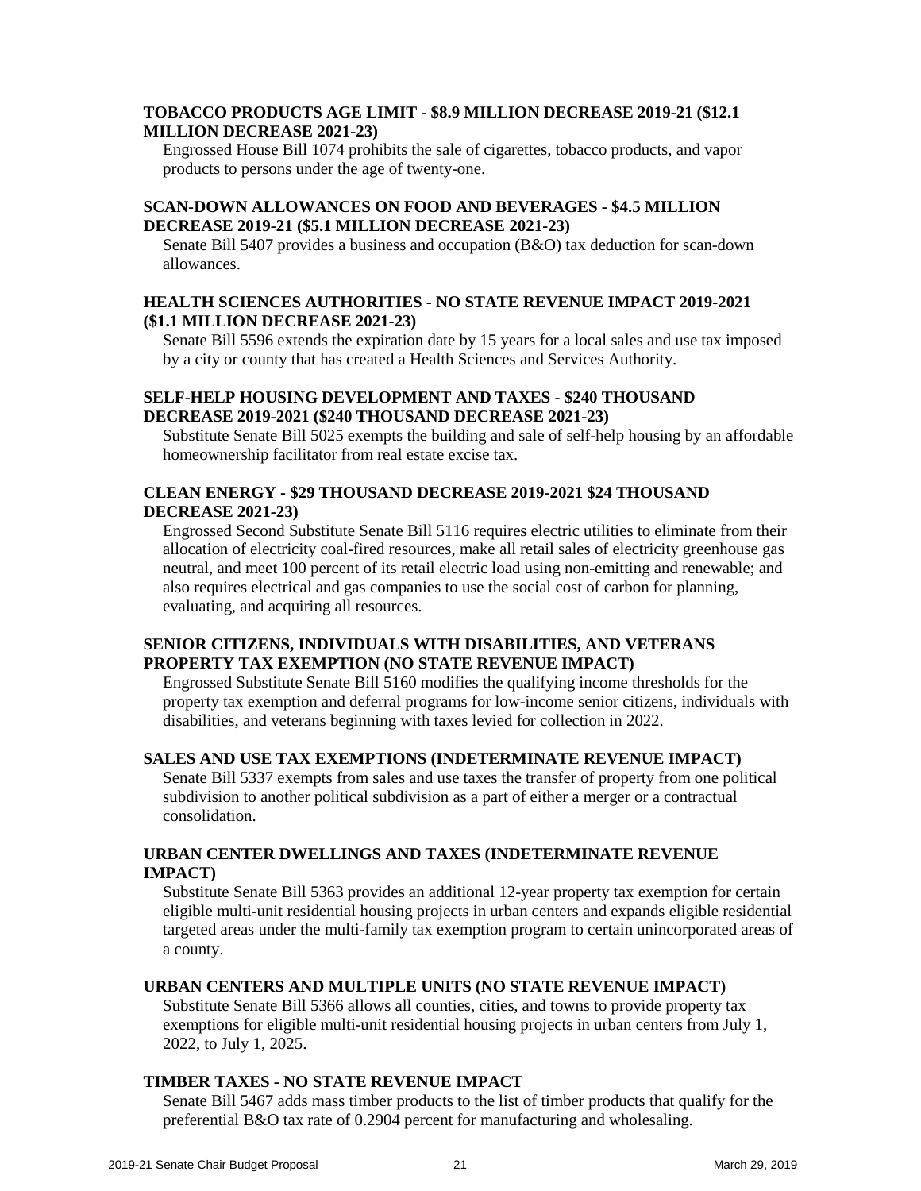**TOBACCO PRODUCTS AGE LIMIT - $8.9 MILLION DECREASE 2019-21 ($12.1 MILLION DECREASE 2021-23)**

Engrossed House Bill 1074 prohibits the sale of cigarettes, tobacco products, and vapor products to persons under the age of twenty-one.

**SCAN-DOWN ALLOWANCES ON FOOD AND BEVERAGES - $4.5 MILLION DECREASE 2019-21 ($5.1 MILLION DECREASE 2021-23)**

Senate Bill 5407 provides a business and occupation (B&O) tax deduction for scan-down allowances.

**HEALTH SCIENCES AUTHORITIES - NO STATE REVENUE IMPACT 2019-2021 ($1.1 MILLION DECREASE 2021-23)**

Senate Bill 5596 extends the expiration date by 15 years for a local sales and use tax imposed by a city or county that has created a Health Sciences and Services Authority.

**SELF-HELP HOUSING DEVELOPMENT AND TAXES - $240 THOUSAND DECREASE 2019-2021 ($240 THOUSAND DECREASE 2021-23)**

Substitute Senate Bill 5025 exempts the building and sale of self-help housing by an affordable homeownership facilitator from real estate excise tax.

**CLEAN ENERGY - $29 THOUSAND DECREASE 2019-2021 $24 THOUSAND DECREASE 2021-23)**

Engrossed Second Substitute Senate Bill 5116 requires electric utilities to eliminate from their allocation of electricity coal-fired resources, make all retail sales of electricity greenhouse gas neutral, and meet 100 percent of its retail electric load using non-emitting and renewable; and also requires electrical and gas companies to use the social cost of carbon for planning, evaluating, and acquiring all resources.

**SENIOR CITIZENS, INDIVIDUALS WITH DISABILITIES, AND VETERANS PROPERTY TAX EXEMPTION (NO STATE REVENUE IMPACT)**

Engrossed Substitute Senate Bill 5160 modifies the qualifying income thresholds for the property tax exemption and deferral programs for low-income senior citizens, individuals with disabilities, and veterans beginning with taxes levied for collection in 2022.

**SALES AND USE TAX EXEMPTIONS (INDETERMINATE REVENUE IMPACT)**

Senate Bill 5337 exempts from sales and use taxes the transfer of property from one political subdivision to another political subdivision as a part of either a merger or a contractual consolidation.

**URBAN CENTER DWELLINGS AND TAXES (INDETERMINATE REVENUE IMPACT)**

Substitute Senate Bill 5363 provides an additional 12-year property tax exemption for certain eligible multi-unit residential housing projects in urban centers and expands eligible residential targeted areas under the multi-family tax exemption program to certain unincorporated areas of a county.

**URBAN CENTERS AND MULTIPLE UNITS (NO STATE REVENUE IMPACT)**

Substitute Senate Bill 5366 allows all counties, cities, and towns to provide property tax exemptions for eligible multi-unit residential housing projects in urban centers from July 1, 2022, to July 1, 2025.

**TIMBER TAXES - NO STATE REVENUE IMPACT**

Senate Bill 5467 adds mass timber products to the list of timber products that qualify for the preferential B&O tax rate of 0.2904 percent for manufacturing and wholesaling.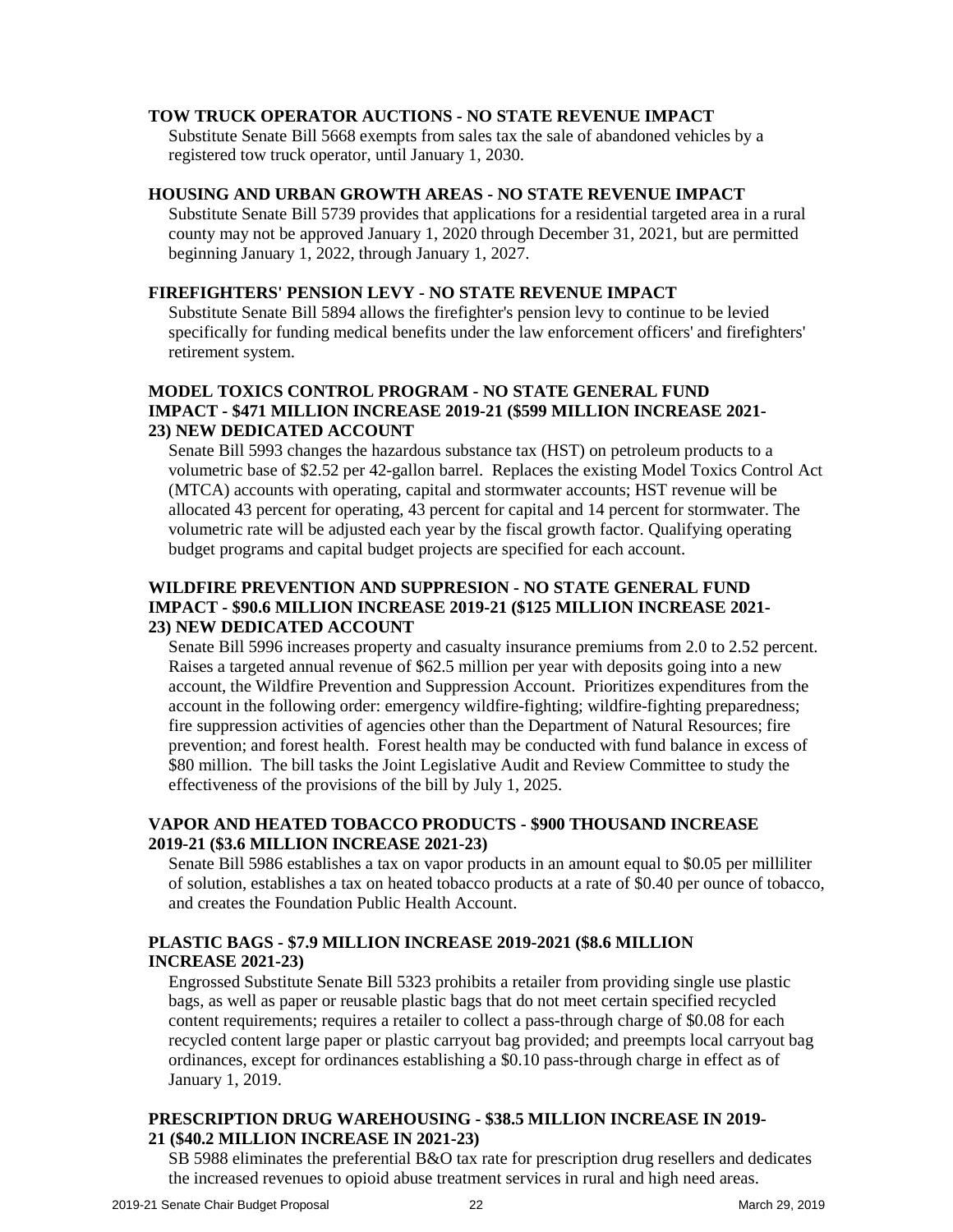**TOW TRUCK OPERATOR AUCTIONS - NO STATE REVENUE IMPACT**

Substitute Senate Bill 5668 exempts from sales tax the sale of abandoned vehicles by a registered tow truck operator, until January 1, 2030.

**HOUSING AND URBAN GROWTH AREAS - NO STATE REVENUE IMPACT**

Substitute Senate Bill 5739 provides that applications for a residential targeted area in a rural county may not be approved January 1, 2020 through December 31, 2021, but are permitted beginning January 1, 2022, through January 1, 2027.

**FIREFIGHTERS' PENSION LEVY - NO STATE REVENUE IMPACT**

Substitute Senate Bill 5894 allows the firefighter's pension levy to continue to be levied specifically for funding medical benefits under the law enforcement officers' and firefighters' retirement system.

**MODEL TOXICS CONTROL PROGRAM - NO STATE GENERAL FUND IMPACT - $471 MILLION INCREASE 2019-21 ($599 MILLION INCREASE 2021-23) NEW DEDICATED ACCOUNT**

Senate Bill 5993 changes the hazardous substance tax (HST) on petroleum products to a volumetric base of $2.52 per 42-gallon barrel. Replaces the existing Model Toxics Control Act (MTCA) accounts with operating, capital and stormwater accounts; HST revenue will be allocated 43 percent for operating, 43 percent for capital and 14 percent for stormwater. The volumetric rate will be adjusted each year by the fiscal growth factor. Qualifying operating budget programs and capital budget projects are specified for each account.

**WILDFIRE PREVENTION AND SUPPRESION - NO STATE GENERAL FUND IMPACT - $90.6 MILLION INCREASE 2019-21 ($125 MILLION INCREASE 2021-23) NEW DEDICATED ACCOUNT**

Senate Bill 5996 increases property and casualty insurance premiums from 2.0 to 2.52 percent. Raises a targeted annual revenue of $62.5 million per year with deposits going into a new account, the Wildfire Prevention and Suppression Account. Prioritizes expenditures from the account in the following order: emergency wildfire-fighting; wildfire-fighting preparedness; fire suppression activities of agencies other than the Department of Natural Resources; fire prevention; and forest health. Forest health may be conducted with fund balance in excess of $80 million. The bill tasks the Joint Legislative Audit and Review Committee to study the effectiveness of the provisions of the bill by July 1, 2025.

**VAPOR AND HEATED TOBACCO PRODUCTS - $900 THOUSAND INCREASE 2019-21 ($3.6 MILLION INCREASE 2021-23)**

Senate Bill 5986 establishes a tax on vapor products in an amount equal to $0.05 per milliliter of solution, establishes a tax on heated tobacco products at a rate of $0.40 per ounce of tobacco, and creates the Foundation Public Health Account.

**PLASTIC BAGS - $7.9 MILLION INCREASE 2019-2021 ($8.6 MILLION INCREASE 2021-23)**

Engrossed Substitute Senate Bill 5323 prohibits a retailer from providing single use plastic bags, as well as paper or reusable plastic bags that do not meet certain specified recycled content requirements; requires a retailer to collect a pass-through charge of $0.08 for each recycled content large paper or plastic carryout bag provided; and preempts local carryout bag ordinances, except for ordinances establishing a $0.10 pass-through charge in effect as of January 1, 2019.

**PRESCRIPTION DRUG WAREHOUSING - $38.5 MILLION INCREASE IN 2019-21 ($40.2 MILLION INCREASE IN 2021-23)**

SB 5988 eliminates the preferential B&O tax rate for prescription drug resellers and dedicates the increased revenues to opioid abuse treatment services in rural and high need areas.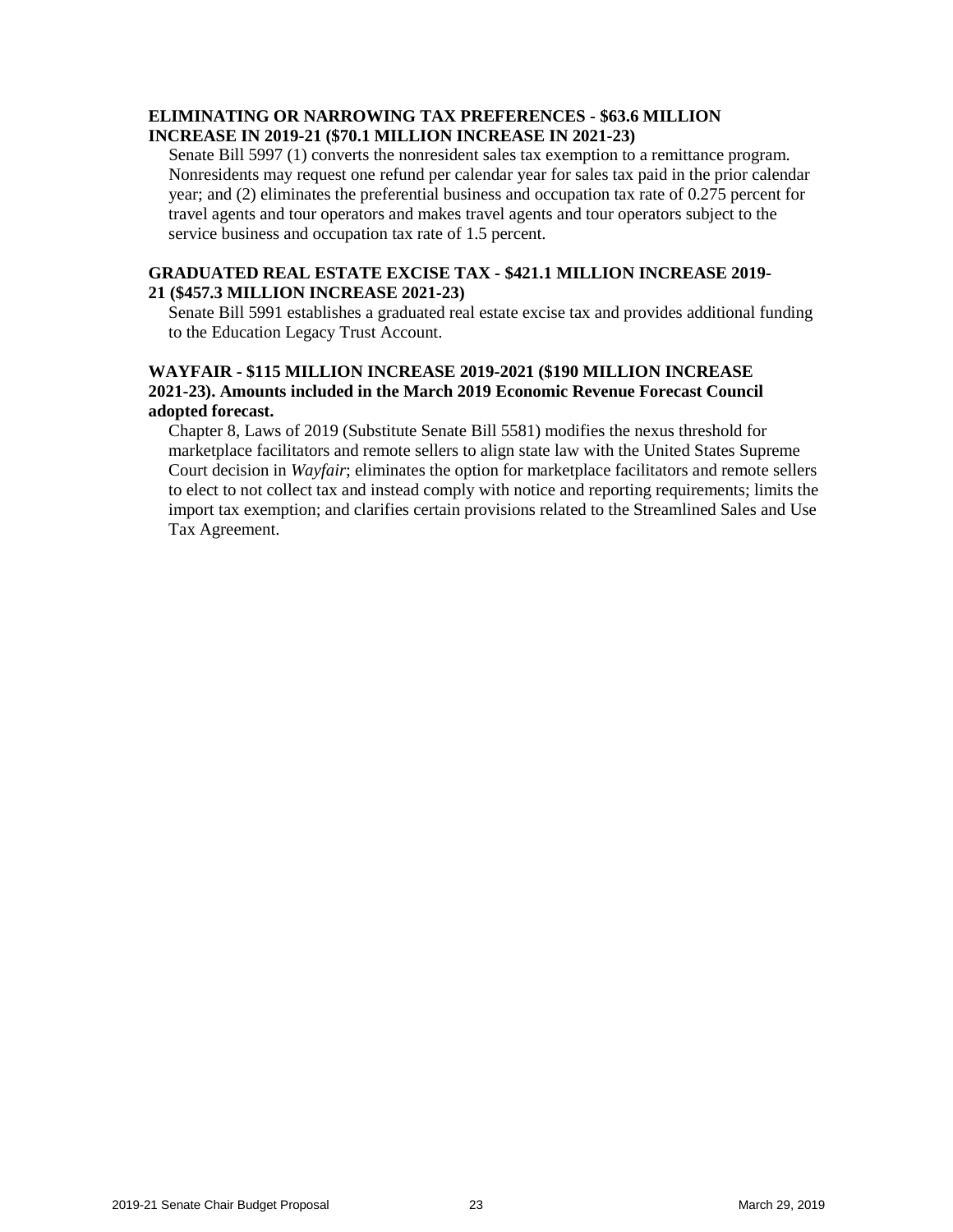**ELIMINATING OR NARROWING TAX PREFERENCES - $63.6 MILLION INCREASE IN 2019-21 ($70.1 MILLION INCREASE IN 2021-23)**

Senate Bill 5997 (1) converts the nonresident sales tax exemption to a remittance program. Nonresidents may request one refund per calendar year for sales tax paid in the prior calendar year; and (2) eliminates the preferential business and occupation tax rate of 0.275 percent for travel agents and tour operators and makes travel agents and tour operators subject to the service business and occupation tax rate of 1.5 percent.

**GRADUATED REAL ESTATE EXCISE TAX - $421.1 MILLION INCREASE 2019-21 ($457.3 MILLION INCREASE 2021-23)**

Senate Bill 5991 establishes a graduated real estate excise tax and provides additional funding to the Education Legacy Trust Account.

**WAYFAIR - $115 MILLION INCREASE 2019-2021 ($190 MILLION INCREASE 2021-23). Amounts included in the March 2019 Economic Revenue Forecast Council adopted forecast.**

Chapter 8, Laws of 2019 (Substitute Senate Bill 5581) modifies the nexus threshold for marketplace facilitators and remote sellers to align state law with the United States Supreme Court decision in *Wayfair*; eliminates the option for marketplace facilitators and remote sellers to elect to not collect tax and instead comply with notice and reporting requirements; limits the import tax exemption; and clarifies certain provisions related to the Streamlined Sales and Use Tax Agreement.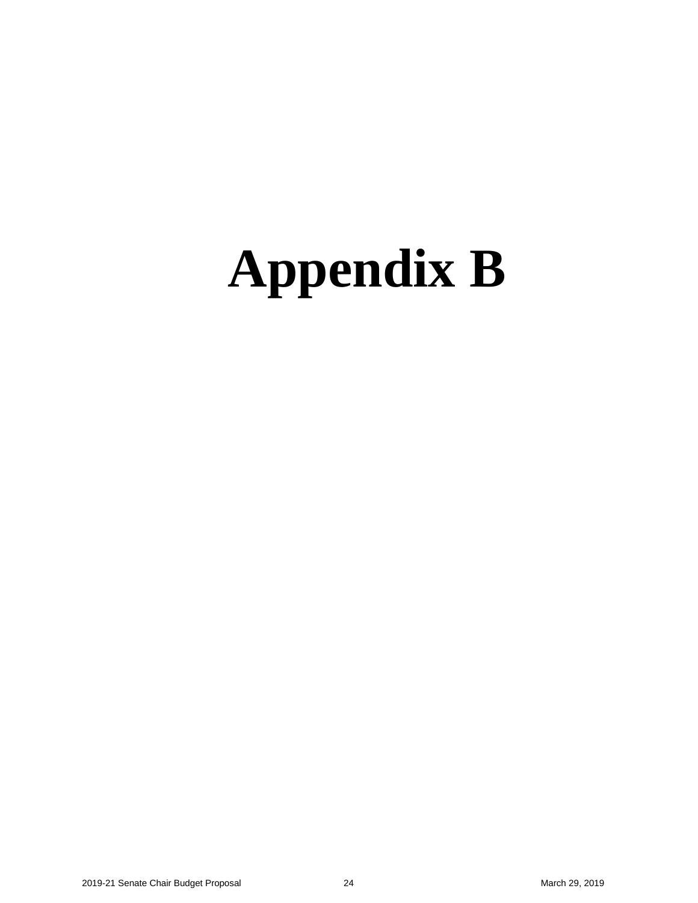# Appendix B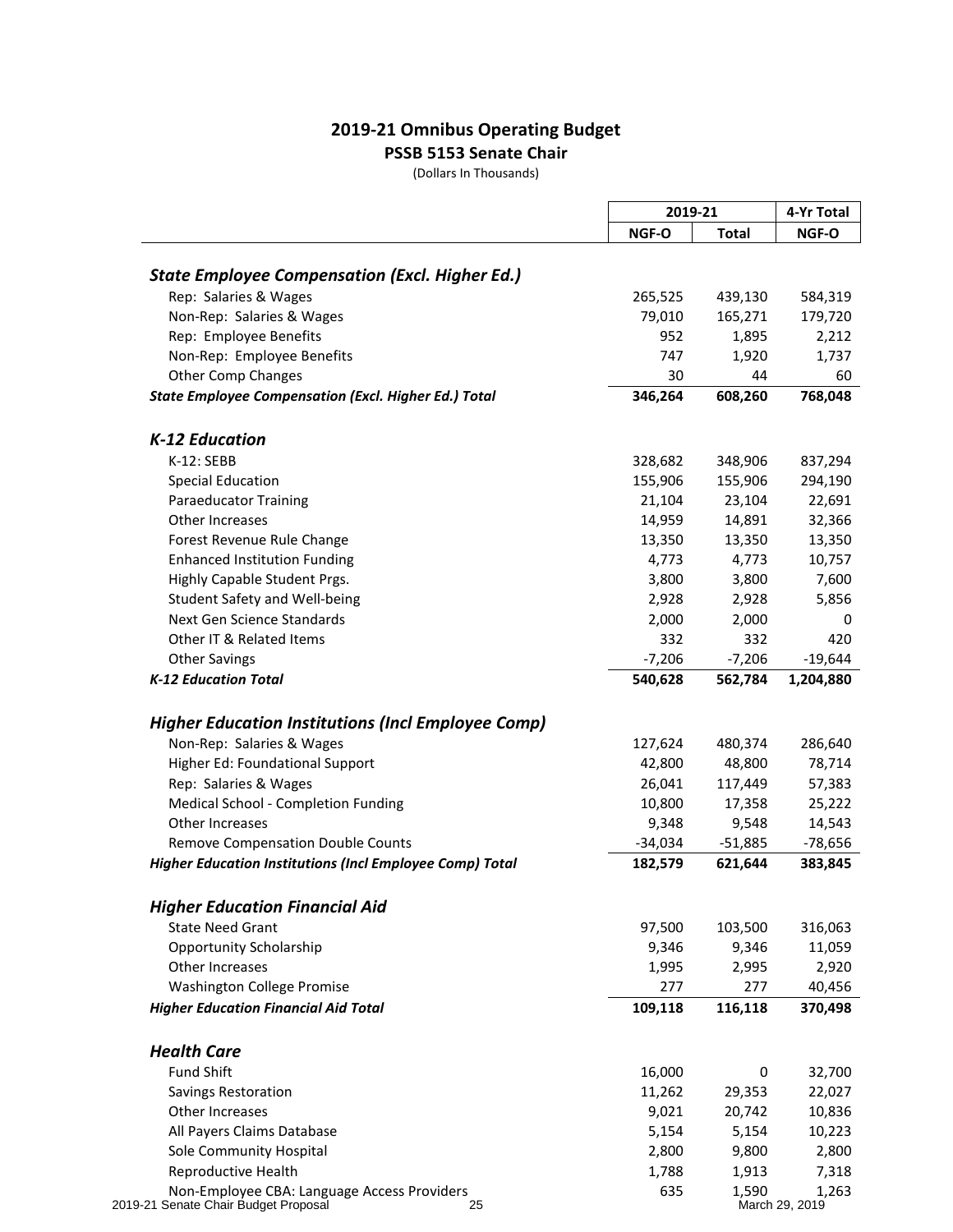# 2019-21 Omnibus Operating Budget

**PSSB 5153 Senate Chair**

(Dollars In Thousands)

| | 2019-21 | | 4-Yr Total |
|---|---|---|---|
| | **NGF-O** | **Total** | **NGF-O** |
| ***State Employee Compensation (Excl. Higher Ed.)*** | | | |
| Rep: Salaries & Wages | 265,525 | 439,130 | 584,319 |
| Non-Rep: Salaries & Wages | 79,010 | 165,271 | 179,720 |
| Rep: Employee Benefits | 952 | 1,895 | 2,212 |
| Non-Rep: Employee Benefits | 747 | 1,920 | 1,737 |
| Other Comp Changes | 30 | 44 | 60 |
| ***State Employee Compensation (Excl. Higher Ed.) Total*** | **346,264** | **608,260** | **768,048** |
| ***K-12 Education*** | | | |
| K-12: SEBB | 328,682 | 348,906 | 837,294 |
| Special Education | 155,906 | 155,906 | 294,190 |
| Paraeducator Training | 21,104 | 23,104 | 22,691 |
| Other Increases | 14,959 | 14,891 | 32,366 |
| Forest Revenue Rule Change | 13,350 | 13,350 | 13,350 |
| Enhanced Institution Funding | 4,773 | 4,773 | 10,757 |
| Highly Capable Student Prgs. | 3,800 | 3,800 | 7,600 |
| Student Safety and Well-being | 2,928 | 2,928 | 5,856 |
| Next Gen Science Standards | 2,000 | 2,000 | 0 |
| Other IT & Related Items | 332 | 332 | 420 |
| Other Savings | -7,206 | -7,206 | -19,644 |
| ***K-12 Education Total*** | **540,628** | **562,784** | **1,204,880** |
| ***Higher Education Institutions (Incl Employee Comp)*** | | | |
| Non-Rep: Salaries & Wages | 127,624 | 480,374 | 286,640 |
| Higher Ed: Foundational Support | 42,800 | 48,800 | 78,714 |
| Rep: Salaries & Wages | 26,041 | 117,449 | 57,383 |
| Medical School - Completion Funding | 10,800 | 17,358 | 25,222 |
| Other Increases | 9,348 | 9,548 | 14,543 |
| Remove Compensation Double Counts | -34,034 | -51,885 | -78,656 |
| ***Higher Education Institutions (Incl Employee Comp) Total*** | **182,579** | **621,644** | **383,845** |
| ***Higher Education Financial Aid*** | | | |
| State Need Grant | 97,500 | 103,500 | 316,063 |
| Opportunity Scholarship | 9,346 | 9,346 | 11,059 |
| Other Increases | 1,995 | 2,995 | 2,920 |
| Washington College Promise | 277 | 277 | 40,456 |
| ***Higher Education Financial Aid Total*** | **109,118** | **116,118** | **370,498** |
| ***Health Care*** | | | |
| Fund Shift | 16,000 | 0 | 32,700 |
| Savings Restoration | 11,262 | 29,353 | 22,027 |
| Other Increases | 9,021 | 20,742 | 10,836 |
| All Payers Claims Database | 5,154 | 5,154 | 10,223 |
| Sole Community Hospital | 2,800 | 9,800 | 2,800 |
| Reproductive Health | 1,788 | 1,913 | 7,318 |
| Non-Employee CBA: Language Access Providers | 635 | 1,590 | 1,263 |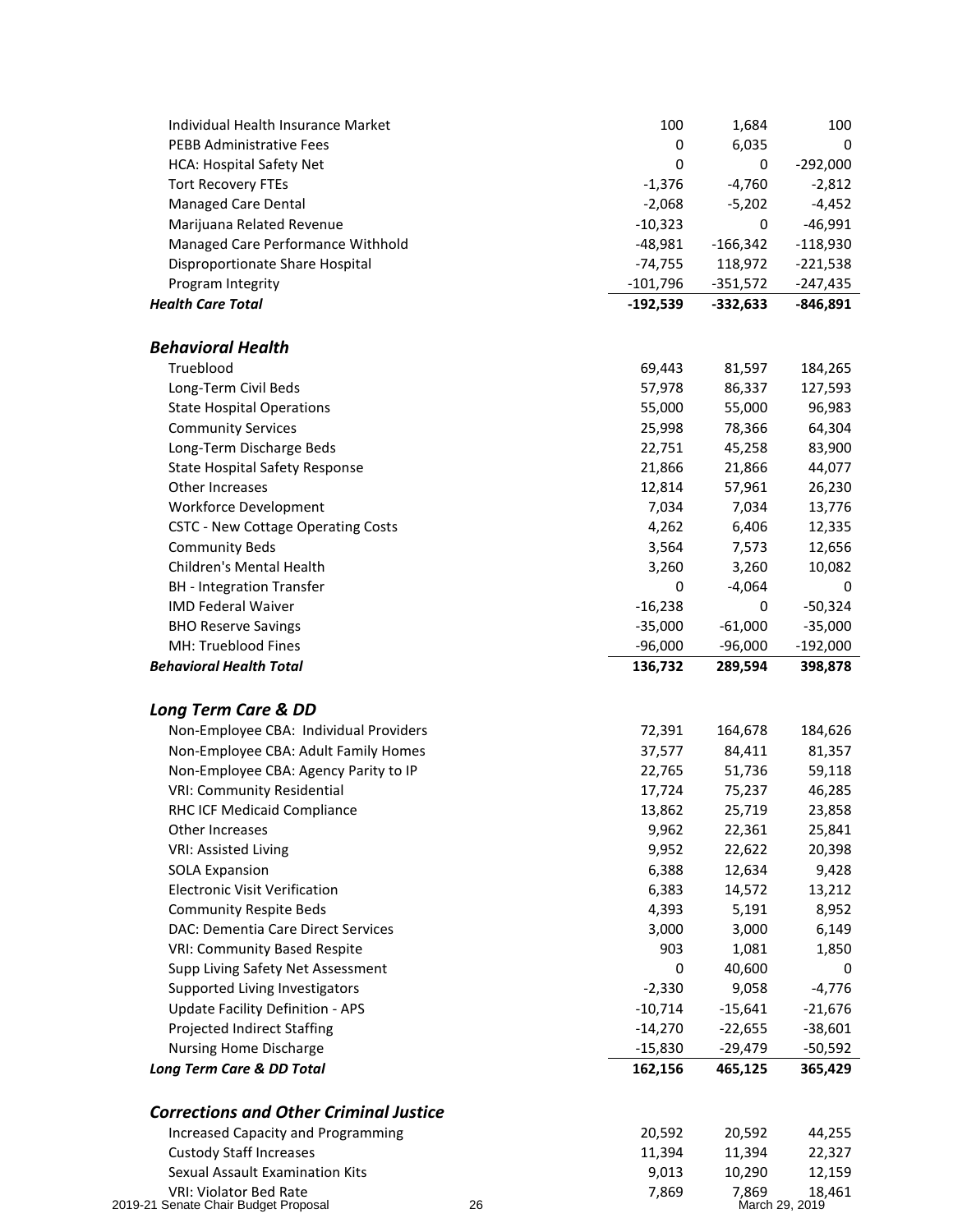| | | | |
|---|---|---|---|
| Individual Health Insurance Market | 100 | 1,684 | 100 |
| PEBB Administrative Fees | 0 | 6,035 | 0 |
| HCA: Hospital Safety Net | 0 | 0 | -292,000 |
| Tort Recovery FTEs | -1,376 | -4,760 | -2,812 |
| Managed Care Dental | -2,068 | -5,202 | -4,452 |
| Marijuana Related Revenue | -10,323 | 0 | -46,991 |
| Managed Care Performance Withhold | -48,981 | -166,342 | -118,930 |
| Disproportionate Share Hospital | -74,755 | 118,972 | -221,538 |
| Program Integrity | -101,796 | -351,572 | -247,435 |
| ***Health Care Total*** | **-192,539** | **-332,633** | **-846,891** |

### *Behavioral Health*

| | | | |
|---|---|---|---|
| Trueblood | 69,443 | 81,597 | 184,265 |
| Long-Term Civil Beds | 57,978 | 86,337 | 127,593 |
| State Hospital Operations | 55,000 | 55,000 | 96,983 |
| Community Services | 25,998 | 78,366 | 64,304 |
| Long-Term Discharge Beds | 22,751 | 45,258 | 83,900 |
| State Hospital Safety Response | 21,866 | 21,866 | 44,077 |
| Other Increases | 12,814 | 57,961 | 26,230 |
| Workforce Development | 7,034 | 7,034 | 13,776 |
| CSTC - New Cottage Operating Costs | 4,262 | 6,406 | 12,335 |
| Community Beds | 3,564 | 7,573 | 12,656 |
| Children's Mental Health | 3,260 | 3,260 | 10,082 |
| BH - Integration Transfer | 0 | -4,064 | 0 |
| IMD Federal Waiver | -16,238 | 0 | -50,324 |
| BHO Reserve Savings | -35,000 | -61,000 | -35,000 |
| MH: Trueblood Fines | -96,000 | -96,000 | -192,000 |
| ***Behavioral Health Total*** | **136,732** | **289,594** | **398,878** |

### *Long Term Care & DD*

| | | | |
|---|---|---|---|
| Non-Employee CBA: Individual Providers | 72,391 | 164,678 | 184,626 |
| Non-Employee CBA: Adult Family Homes | 37,577 | 84,411 | 81,357 |
| Non-Employee CBA: Agency Parity to IP | 22,765 | 51,736 | 59,118 |
| VRI: Community Residential | 17,724 | 75,237 | 46,285 |
| RHC ICF Medicaid Compliance | 13,862 | 25,719 | 23,858 |
| Other Increases | 9,962 | 22,361 | 25,841 |
| VRI: Assisted Living | 9,952 | 22,622 | 20,398 |
| SOLA Expansion | 6,388 | 12,634 | 9,428 |
| Electronic Visit Verification | 6,383 | 14,572 | 13,212 |
| Community Respite Beds | 4,393 | 5,191 | 8,952 |
| DAC: Dementia Care Direct Services | 3,000 | 3,000 | 6,149 |
| VRI: Community Based Respite | 903 | 1,081 | 1,850 |
| Supp Living Safety Net Assessment | 0 | 40,600 | 0 |
| Supported Living Investigators | -2,330 | 9,058 | -4,776 |
| Update Facility Definition - APS | -10,714 | -15,641 | -21,676 |
| Projected Indirect Staffing | -14,270 | -22,655 | -38,601 |
| Nursing Home Discharge | -15,830 | -29,479 | -50,592 |
| ***Long Term Care & DD Total*** | **162,156** | **465,125** | **365,429** |

### *Corrections and Other Criminal Justice*

| | | | |
|---|---|---|---|
| Increased Capacity and Programming | 20,592 | 20,592 | 44,255 |
| Custody Staff Increases | 11,394 | 11,394 | 22,327 |
| Sexual Assault Examination Kits | 9,013 | 10,290 | 12,159 |
| VRI: Violator Bed Rate | 7,869 | 7,869 | 18,461 |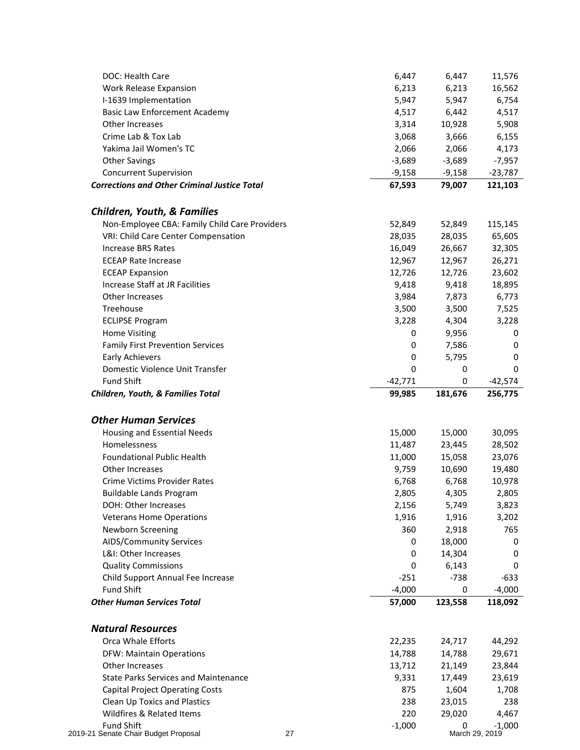| | | | |
|---|---|---|---|
| DOC: Health Care | 6,447 | 6,447 | 11,576 |
| Work Release Expansion | 6,213 | 6,213 | 16,562 |
| I-1639 Implementation | 5,947 | 5,947 | 6,754 |
| Basic Law Enforcement Academy | 4,517 | 6,442 | 4,517 |
| Other Increases | 3,314 | 10,928 | 5,908 |
| Crime Lab & Tox Lab | 3,068 | 3,666 | 6,155 |
| Yakima Jail Women's TC | 2,066 | 2,066 | 4,173 |
| Other Savings | -3,689 | -3,689 | -7,957 |
| Concurrent Supervision | -9,158 | -9,158 | -23,787 |
| ***Corrections and Other Criminal Justice Total*** | **67,593** | **79,007** | **121,103** |

### *Children, Youth, & Families*

| | | | |
|---|---|---|---|
| Non-Employee CBA: Family Child Care Providers | 52,849 | 52,849 | 115,145 |
| VRI: Child Care Center Compensation | 28,035 | 28,035 | 65,605 |
| Increase BRS Rates | 16,049 | 26,667 | 32,305 |
| ECEAP Rate Increase | 12,967 | 12,967 | 26,271 |
| ECEAP Expansion | 12,726 | 12,726 | 23,602 |
| Increase Staff at JR Facilities | 9,418 | 9,418 | 18,895 |
| Other Increases | 3,984 | 7,873 | 6,773 |
| Treehouse | 3,500 | 3,500 | 7,525 |
| ECLIPSE Program | 3,228 | 4,304 | 3,228 |
| Home Visiting | 0 | 9,956 | 0 |
| Family First Prevention Services | 0 | 7,586 | 0 |
| Early Achievers | 0 | 5,795 | 0 |
| Domestic Violence Unit Transfer | 0 | 0 | 0 |
| Fund Shift | -42,771 | 0 | -42,574 |
| ***Children, Youth, & Families Total*** | **99,985** | **181,676** | **256,775** |

### *Other Human Services*

| | | | |
|---|---|---|---|
| Housing and Essential Needs | 15,000 | 15,000 | 30,095 |
| Homelessness | 11,487 | 23,445 | 28,502 |
| Foundational Public Health | 11,000 | 15,058 | 23,076 |
| Other Increases | 9,759 | 10,690 | 19,480 |
| Crime Victims Provider Rates | 6,768 | 6,768 | 10,978 |
| Buildable Lands Program | 2,805 | 4,305 | 2,805 |
| DOH: Other Increases | 2,156 | 5,749 | 3,823 |
| Veterans Home Operations | 1,916 | 1,916 | 3,202 |
| Newborn Screening | 360 | 2,918 | 765 |
| AIDS/Community Services | 0 | 18,000 | 0 |
| L&I: Other Increases | 0 | 14,304 | 0 |
| Quality Commissions | 0 | 6,143 | 0 |
| Child Support Annual Fee Increase | -251 | -738 | -633 |
| Fund Shift | -4,000 | 0 | -4,000 |
| ***Other Human Services Total*** | **57,000** | **123,558** | **118,092** |

### *Natural Resources*

| | | | |
|---|---|---|---|
| Orca Whale Efforts | 22,235 | 24,717 | 44,292 |
| DFW: Maintain Operations | 14,788 | 14,788 | 29,671 |
| Other Increases | 13,712 | 21,149 | 23,844 |
| State Parks Services and Maintenance | 9,331 | 17,449 | 23,619 |
| Capital Project Operating Costs | 875 | 1,604 | 1,708 |
| Clean Up Toxics and Plastics | 238 | 23,015 | 238 |
| Wildfires & Related Items | 220 | 29,020 | 4,467 |
| Fund Shift | -1,000 | 0 | -1,000 |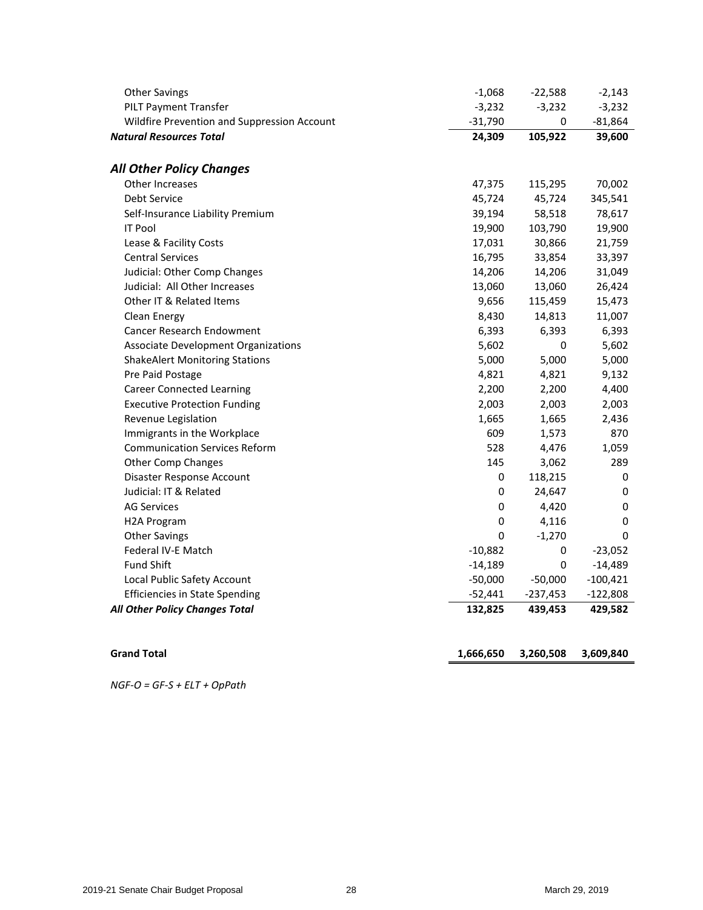| | | | |
|---|---|---|---|
| Other Savings | -1,068 | -22,588 | -2,143 |
| PILT Payment Transfer | -3,232 | -3,232 | -3,232 |
| Wildfire Prevention and Suppression Account | -31,790 | 0 | -81,864 |
| ***Natural Resources Total*** | **24,309** | **105,922** | **39,600** |
| | | | |
| ***All Other Policy Changes*** | | | |
| Other Increases | 47,375 | 115,295 | 70,002 |
| Debt Service | 45,724 | 45,724 | 345,541 |
| Self-Insurance Liability Premium | 39,194 | 58,518 | 78,617 |
| IT Pool | 19,900 | 103,790 | 19,900 |
| Lease & Facility Costs | 17,031 | 30,866 | 21,759 |
| Central Services | 16,795 | 33,854 | 33,397 |
| Judicial: Other Comp Changes | 14,206 | 14,206 | 31,049 |
| Judicial: All Other Increases | 13,060 | 13,060 | 26,424 |
| Other IT & Related Items | 9,656 | 115,459 | 15,473 |
| Clean Energy | 8,430 | 14,813 | 11,007 |
| Cancer Research Endowment | 6,393 | 6,393 | 6,393 |
| Associate Development Organizations | 5,602 | 0 | 5,602 |
| ShakeAlert Monitoring Stations | 5,000 | 5,000 | 5,000 |
| Pre Paid Postage | 4,821 | 4,821 | 9,132 |
| Career Connected Learning | 2,200 | 2,200 | 4,400 |
| Executive Protection Funding | 2,003 | 2,003 | 2,003 |
| Revenue Legislation | 1,665 | 1,665 | 2,436 |
| Immigrants in the Workplace | 609 | 1,573 | 870 |
| Communication Services Reform | 528 | 4,476 | 1,059 |
| Other Comp Changes | 145 | 3,062 | 289 |
| Disaster Response Account | 0 | 118,215 | 0 |
| Judicial: IT & Related | 0 | 24,647 | 0 |
| AG Services | 0 | 4,420 | 0 |
| H2A Program | 0 | 4,116 | 0 |
| Other Savings | 0 | -1,270 | 0 |
| Federal IV-E Match | -10,882 | 0 | -23,052 |
| Fund Shift | -14,189 | 0 | -14,489 |
| Local Public Safety Account | -50,000 | -50,000 | -100,421 |
| Efficiencies in State Spending | -52,441 | -237,453 | -122,808 |
| ***All Other Policy Changes Total*** | **132,825** | **439,453** | **429,582** |
| | | | |
| **Grand Total** | **1,666,650** | **3,260,508** | **3,609,840** |

*NGF-O = GF-S + ELT + OpPath*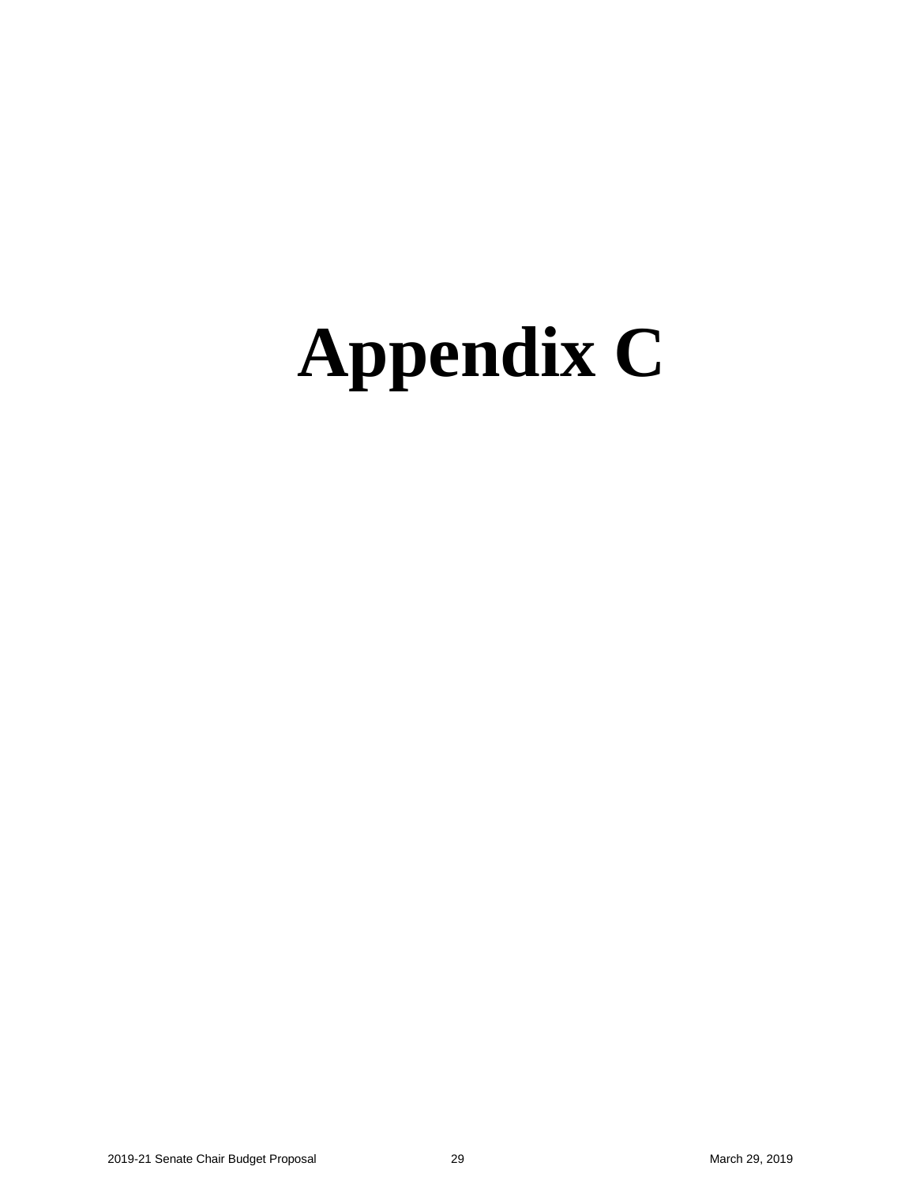# Appendix C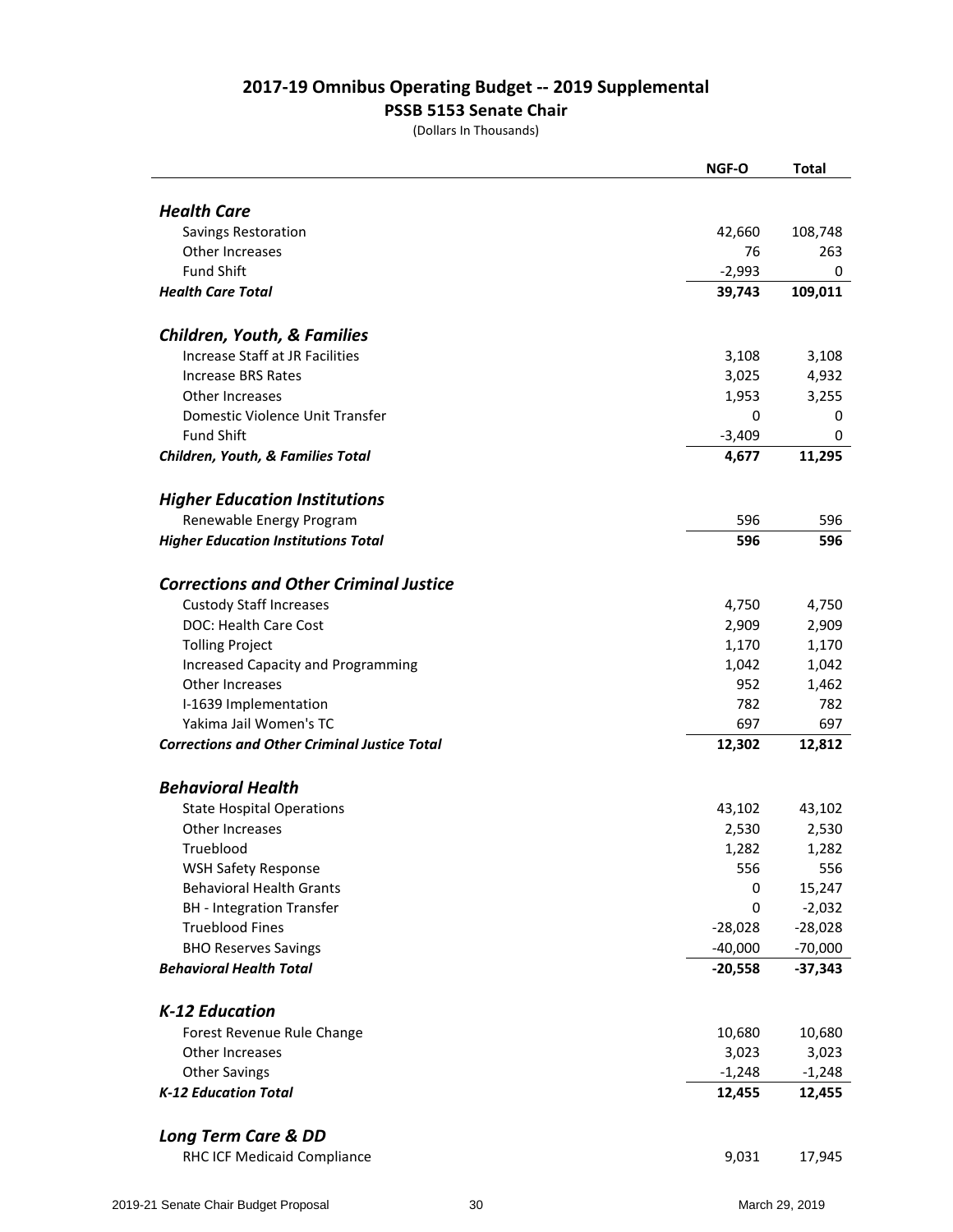## 2017-19 Omnibus Operating Budget -- 2019 Supplemental

### PSSB 5153 Senate Chair

(Dollars In Thousands)

| | NGF-O | Total |
|---|---|---|
| ***Health Care*** | | |
| Savings Restoration | 42,660 | 108,748 |
| Other Increases | 76 | 263 |
| Fund Shift | -2,993 | 0 |
| ***Health Care Total*** | **39,743** | **109,011** |
| ***Children, Youth, & Families*** | | |
| Increase Staff at JR Facilities | 3,108 | 3,108 |
| Increase BRS Rates | 3,025 | 4,932 |
| Other Increases | 1,953 | 3,255 |
| Domestic Violence Unit Transfer | 0 | 0 |
| Fund Shift | -3,409 | 0 |
| ***Children, Youth, & Families Total*** | **4,677** | **11,295** |
| ***Higher Education Institutions*** | | |
| Renewable Energy Program | 596 | 596 |
| ***Higher Education Institutions Total*** | **596** | **596** |
| ***Corrections and Other Criminal Justice*** | | |
| Custody Staff Increases | 4,750 | 4,750 |
| DOC: Health Care Cost | 2,909 | 2,909 |
| Tolling Project | 1,170 | 1,170 |
| Increased Capacity and Programming | 1,042 | 1,042 |
| Other Increases | 952 | 1,462 |
| I-1639 Implementation | 782 | 782 |
| Yakima Jail Women's TC | 697 | 697 |
| ***Corrections and Other Criminal Justice Total*** | **12,302** | **12,812** |
| ***Behavioral Health*** | | |
| State Hospital Operations | 43,102 | 43,102 |
| Other Increases | 2,530 | 2,530 |
| Trueblood | 1,282 | 1,282 |
| WSH Safety Response | 556 | 556 |
| Behavioral Health Grants | 0 | 15,247 |
| BH - Integration Transfer | 0 | -2,032 |
| Trueblood Fines | -28,028 | -28,028 |
| BHO Reserves Savings | -40,000 | -70,000 |
| ***Behavioral Health Total*** | **-20,558** | **-37,343** |
| ***K-12 Education*** | | |
| Forest Revenue Rule Change | 10,680 | 10,680 |
| Other Increases | 3,023 | 3,023 |
| Other Savings | -1,248 | -1,248 |
| ***K-12 Education Total*** | **12,455** | **12,455** |
| ***Long Term Care & DD*** | | |
| RHC ICF Medicaid Compliance | 9,031 | 17,945 |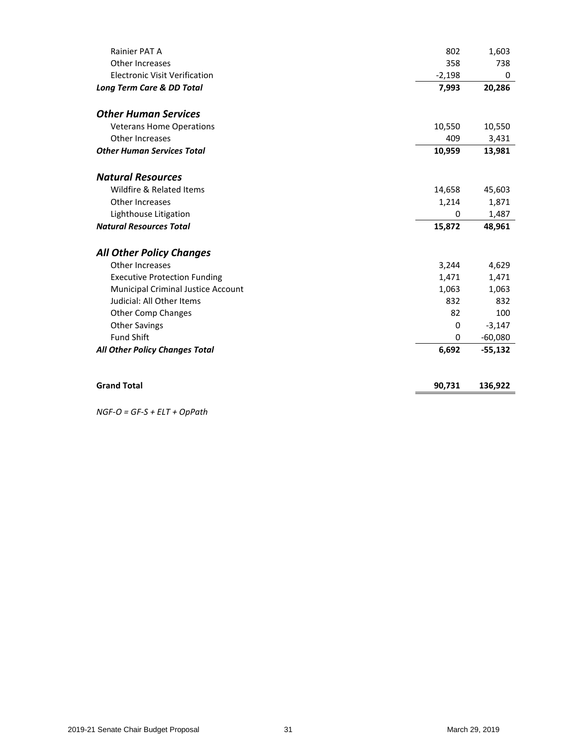| | | |
|---|---|---|
| Rainier PAT A | 802 | 1,603 |
| Other Increases | 358 | 738 |
| Electronic Visit Verification | -2,198 | 0 |
| ***Long Term Care & DD Total*** | **7,993** | **20,286** |
| | | |
| ***Other Human Services*** | | |
| Veterans Home Operations | 10,550 | 10,550 |
| Other Increases | 409 | 3,431 |
| ***Other Human Services Total*** | **10,959** | **13,981** |
| | | |
| ***Natural Resources*** | | |
| Wildfire & Related Items | 14,658 | 45,603 |
| Other Increases | 1,214 | 1,871 |
| Lighthouse Litigation | 0 | 1,487 |
| ***Natural Resources Total*** | **15,872** | **48,961** |
| | | |
| ***All Other Policy Changes*** | | |
| Other Increases | 3,244 | 4,629 |
| Executive Protection Funding | 1,471 | 1,471 |
| Municipal Criminal Justice Account | 1,063 | 1,063 |
| Judicial: All Other Items | 832 | 832 |
| Other Comp Changes | 82 | 100 |
| Other Savings | 0 | -3,147 |
| Fund Shift | 0 | -60,080 |
| ***All Other Policy Changes Total*** | **6,692** | **-55,132** |
| | | |
| **Grand Total** | **90,731** | **136,922** |

*NGF-O = GF-S + ELT + OpPath*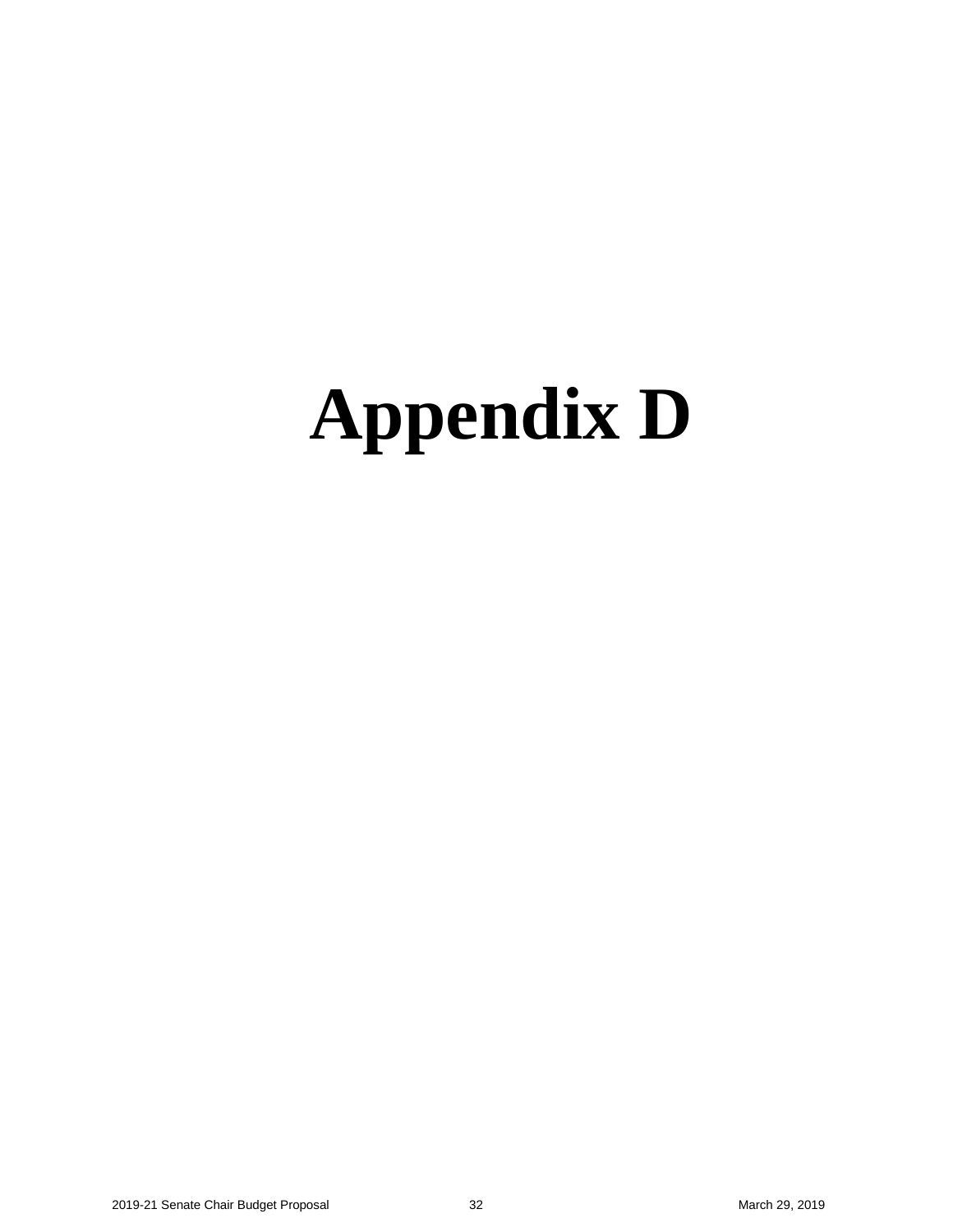# Appendix D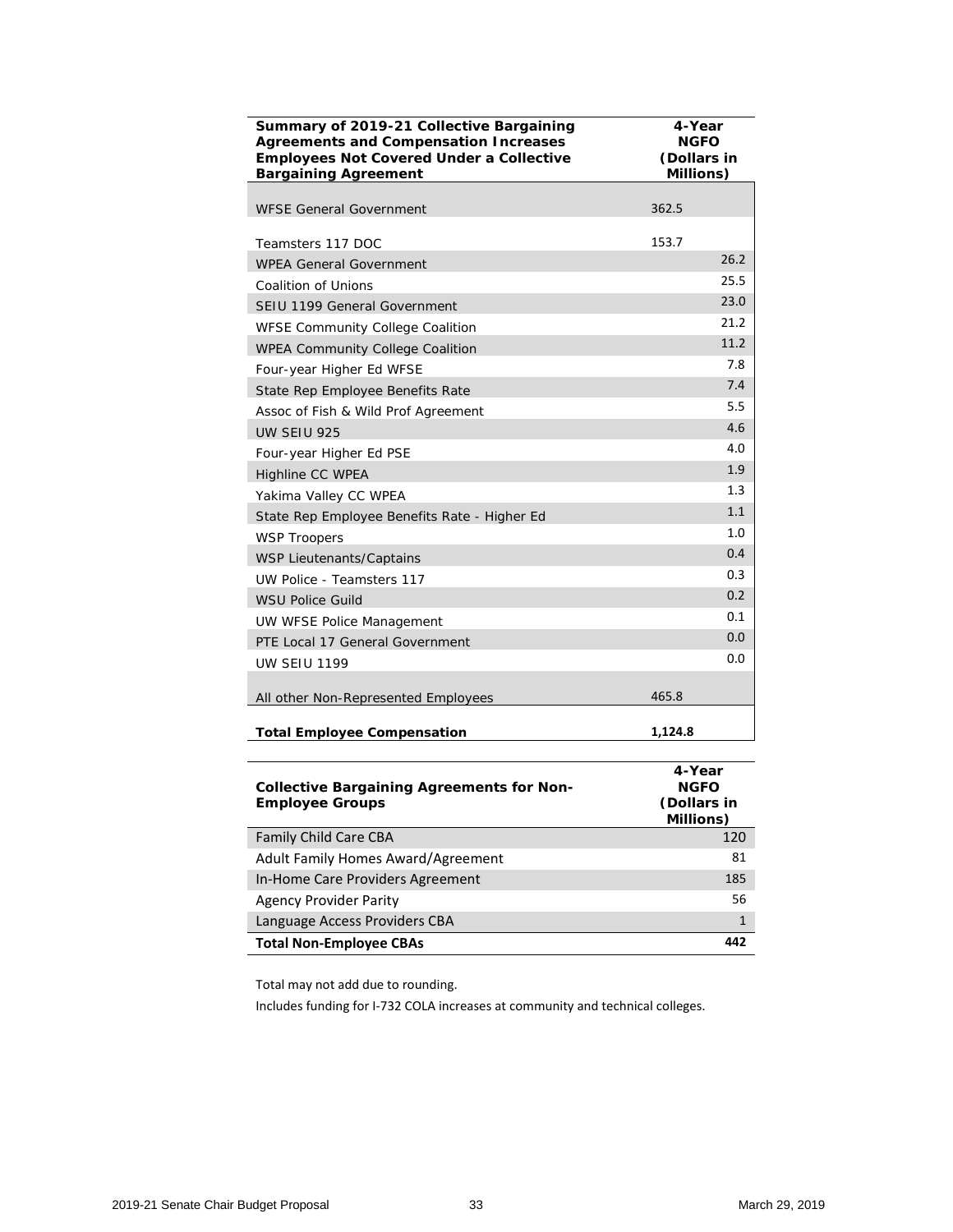| Summary of 2019-21 Collective Bargaining Agreements and Compensation Increases Employees Not Covered Under a Collective Bargaining Agreement | 4-Year NGFO (Dollars in Millions) |
|---|---|
| WFSE General Government | 362.5 |
| Teamsters 117 DOC | 153.7 |
| WPEA General Government | 26.2 |
| Coalition of Unions | 25.5 |
| SEIU 1199 General Government | 23.0 |
| WFSE Community College Coalition | 21.2 |
| WPEA Community College Coalition | 11.2 |
| Four-year Higher Ed WFSE | 7.8 |
| State Rep Employee Benefits Rate | 7.4 |
| Assoc of Fish & Wild Prof Agreement | 5.5 |
| UW SEIU 925 | 4.6 |
| Four-year Higher Ed PSE | 4.0 |
| Highline CC WPEA | 1.9 |
| Yakima Valley CC WPEA | 1.3 |
| State Rep Employee Benefits Rate - Higher Ed | 1.1 |
| WSP Troopers | 1.0 |
| WSP Lieutenants/Captains | 0.4 |
| UW Police - Teamsters 117 | 0.3 |
| WSU Police Guild | 0.2 |
| UW WFSE Police Management | 0.1 |
| PTE Local 17 General Government | 0.0 |
| UW SEIU 1199 | 0.0 |
| All other Non-Represented Employees | 465.8 |
| **Total Employee Compensation** | **1,124.8** |

| Collective Bargaining Agreements for Non-Employee Groups | 4-Year NGFO (Dollars in Millions) |
|---|---|
| Family Child Care CBA | 120 |
| Adult Family Homes Award/Agreement | 81 |
| In-Home Care Providers Agreement | 185 |
| Agency Provider Parity | 56 |
| Language Access Providers CBA | 1 |
| **Total Non-Employee CBAs** | **442** |

Total may not add due to rounding.

Includes funding for I-732 COLA increases at community and technical colleges.